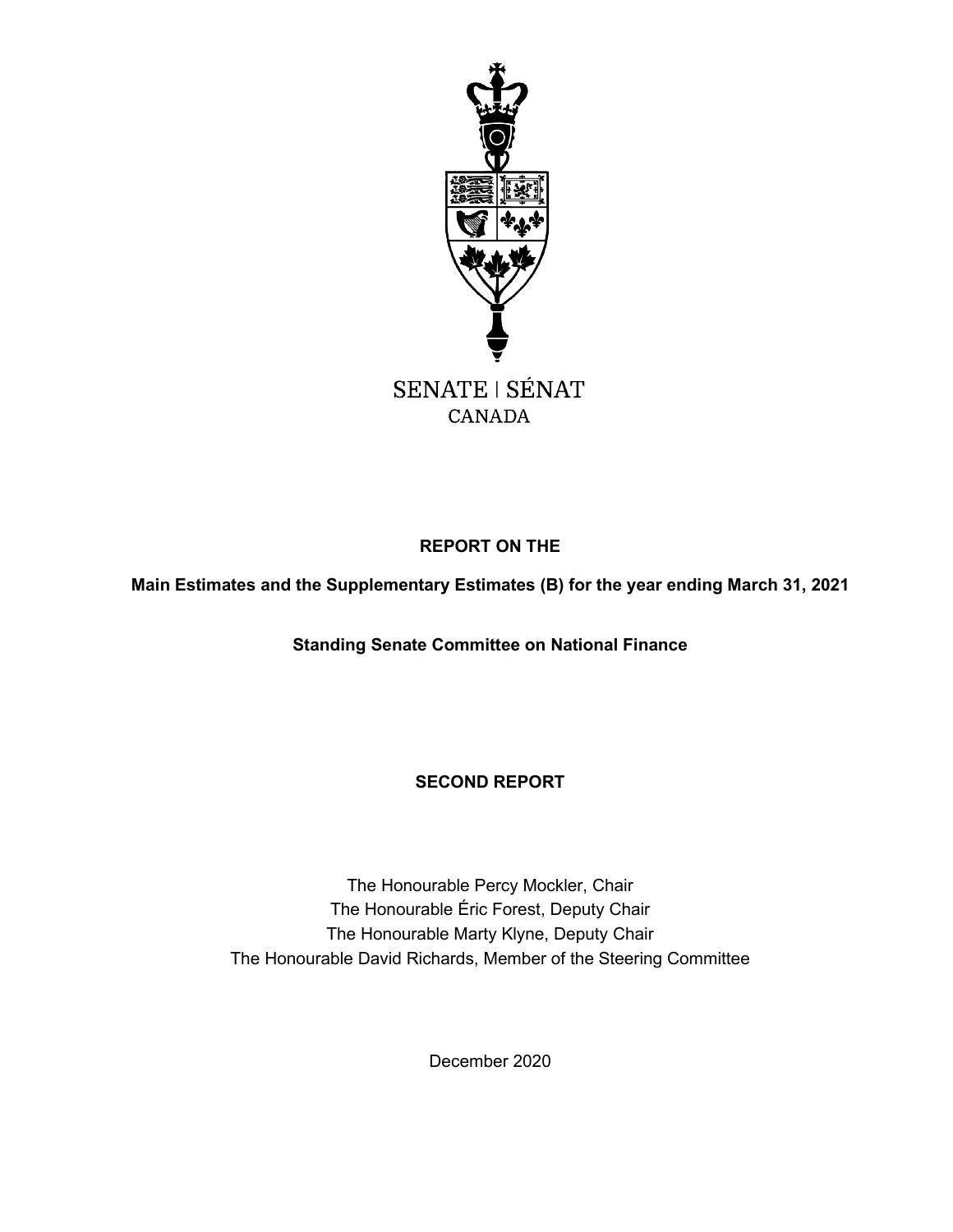SENATE | SÉNAT
CANADA

**REPORT ON THE**

**Main Estimates and the Supplementary Estimates (B) for the year ending March 31, 2021**

**Standing Senate Committee on National Finance**

**SECOND REPORT**

The Honourable Percy Mockler, Chair
The Honourable Éric Forest, Deputy Chair
The Honourable Marty Klyne, Deputy Chair
The Honourable David Richards, Member of the Steering Committee

December 2020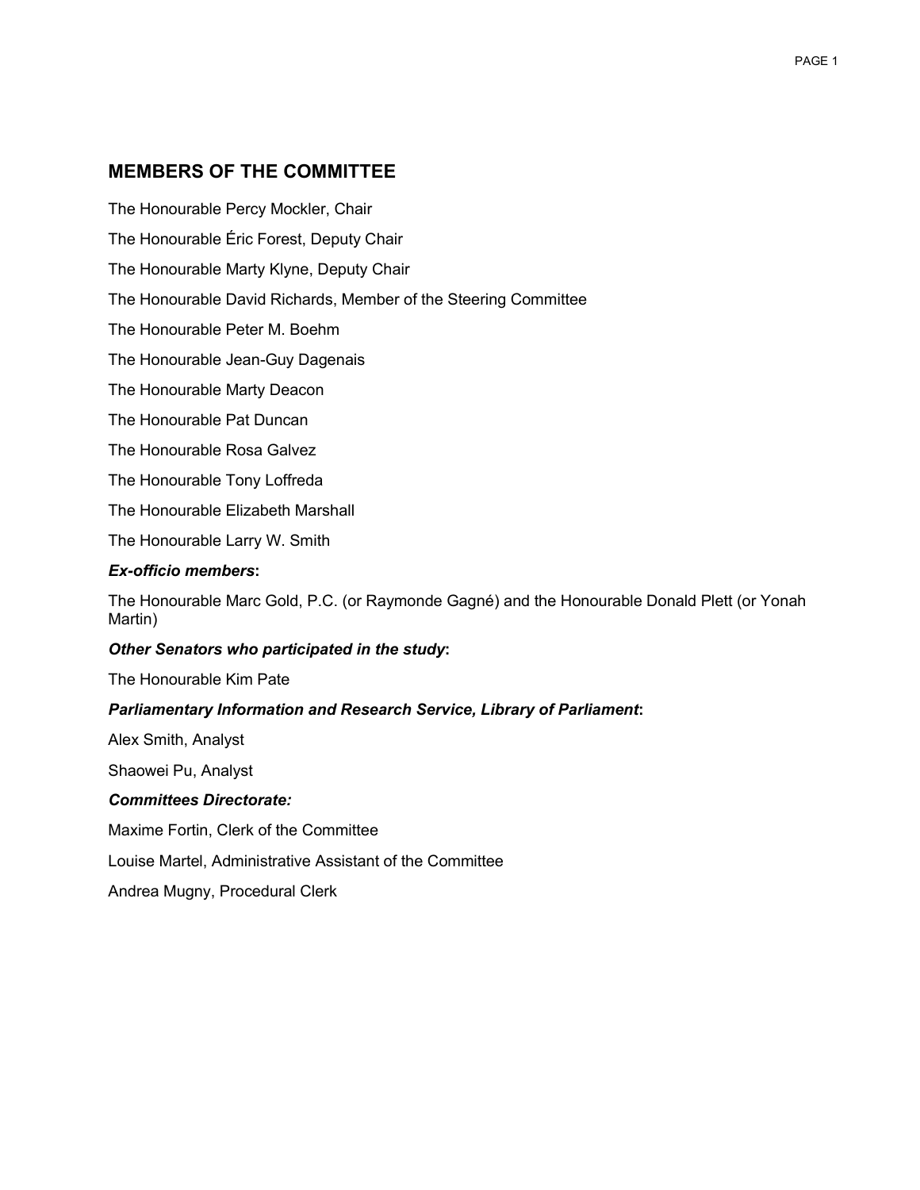## MEMBERS OF THE COMMITTEE

The Honourable Percy Mockler, Chair

The Honourable Éric Forest, Deputy Chair

The Honourable Marty Klyne, Deputy Chair

The Honourable David Richards, Member of the Steering Committee

The Honourable Peter M. Boehm

The Honourable Jean-Guy Dagenais

The Honourable Marty Deacon

The Honourable Pat Duncan

The Honourable Rosa Galvez

The Honourable Tony Loffreda

The Honourable Elizabeth Marshall

The Honourable Larry W. Smith

***Ex-officio members*:**

The Honourable Marc Gold, P.C. (or Raymonde Gagné) and the Honourable Donald Plett (or Yonah Martin)

***Other Senators who participated in the study*:**

The Honourable Kim Pate

***Parliamentary Information and Research Service, Library of Parliament*:**

Alex Smith, Analyst

Shaowei Pu, Analyst

***Committees Directorate:***

Maxime Fortin, Clerk of the Committee

Louise Martel, Administrative Assistant of the Committee

Andrea Mugny, Procedural Clerk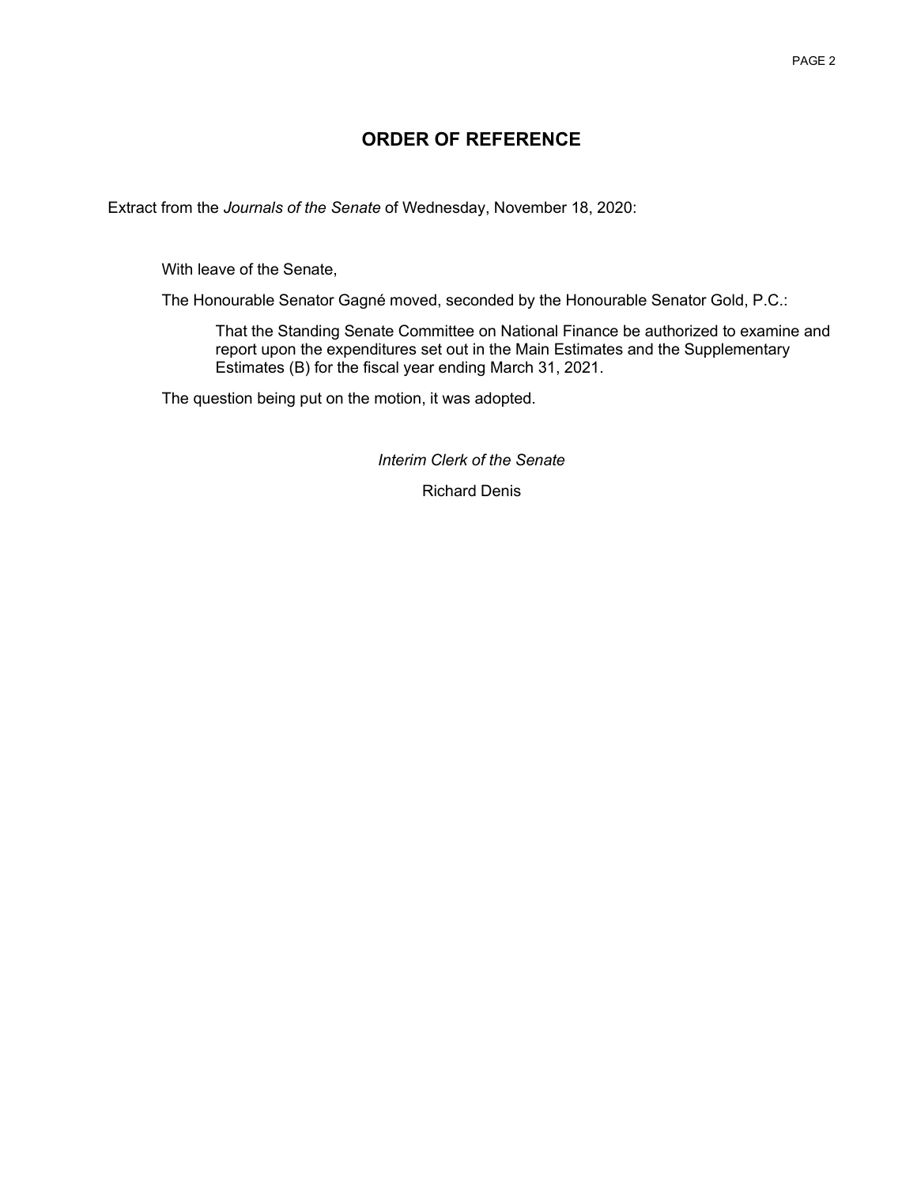# ORDER OF REFERENCE

Extract from the *Journals of the Senate* of Wednesday, November 18, 2020:

With leave of the Senate,

The Honourable Senator Gagné moved, seconded by the Honourable Senator Gold, P.C.:

> That the Standing Senate Committee on National Finance be authorized to examine and report upon the expenditures set out in the Main Estimates and the Supplementary Estimates (B) for the fiscal year ending March 31, 2021.

The question being put on the motion, it was adopted.

*Interim Clerk of the Senate*

Richard Denis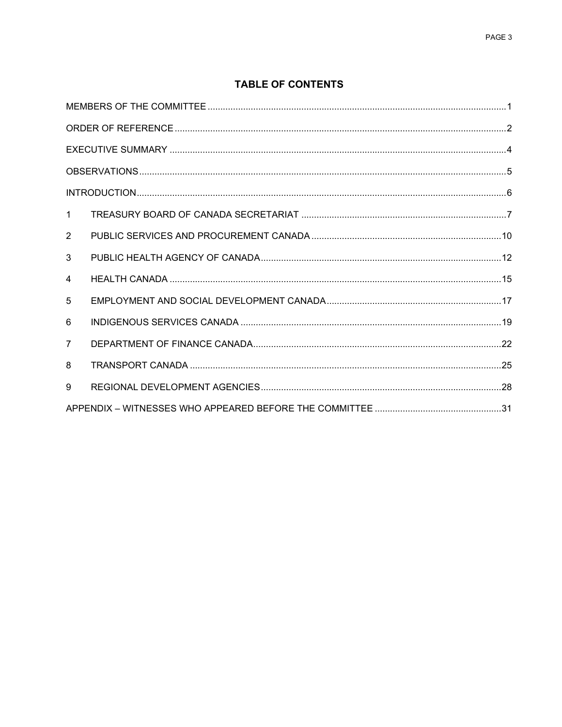## TABLE OF CONTENTS

MEMBERS OF THE COMMITTEE ..... 1

ORDER OF REFERENCE ..... 2

EXECUTIVE SUMMARY ..... 4

OBSERVATIONS ..... 5

INTRODUCTION ..... 6

1 TREASURY BOARD OF CANADA SECRETARIAT ..... 7

2 PUBLIC SERVICES AND PROCUREMENT CANADA ..... 10

3 PUBLIC HEALTH AGENCY OF CANADA ..... 12

4 HEALTH CANADA ..... 15

5 EMPLOYMENT AND SOCIAL DEVELOPMENT CANADA ..... 17

6 INDIGENOUS SERVICES CANADA ..... 19

7 DEPARTMENT OF FINANCE CANADA ..... 22

8 TRANSPORT CANADA ..... 25

9 REGIONAL DEVELOPMENT AGENCIES ..... 28

APPENDIX – WITNESSES WHO APPEARED BEFORE THE COMMITTEE ..... 31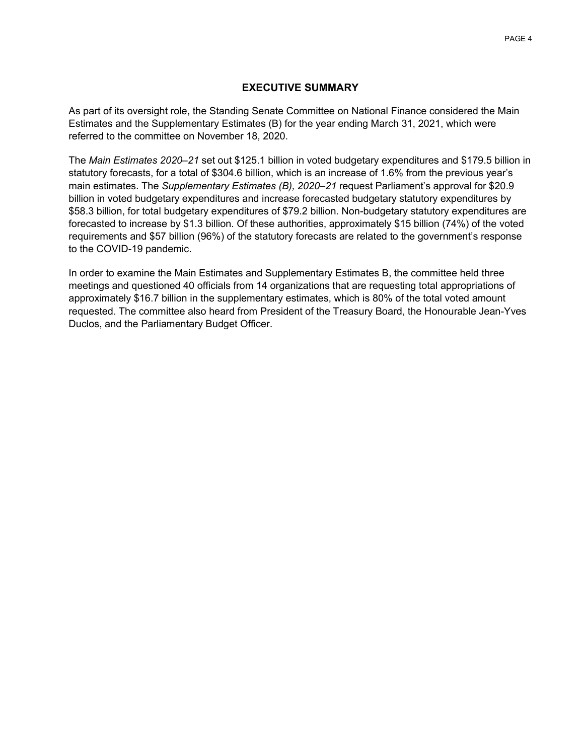## EXECUTIVE SUMMARY

As part of its oversight role, the Standing Senate Committee on National Finance considered the Main Estimates and the Supplementary Estimates (B) for the year ending March 31, 2021, which were referred to the committee on November 18, 2020.

The *Main Estimates 2020–21* set out $125.1 billion in voted budgetary expenditures and $179.5 billion in statutory forecasts, for a total of $304.6 billion, which is an increase of 1.6% from the previous year's main estimates. The *Supplementary Estimates (B), 2020–21* request Parliament's approval for $20.9 billion in voted budgetary expenditures and increase forecasted budgetary statutory expenditures by $58.3 billion, for total budgetary expenditures of $79.2 billion. Non-budgetary statutory expenditures are forecasted to increase by $1.3 billion. Of these authorities, approximately $15 billion (74%) of the voted requirements and $57 billion (96%) of the statutory forecasts are related to the government's response to the COVID-19 pandemic.

In order to examine the Main Estimates and Supplementary Estimates B, the committee held three meetings and questioned 40 officials from 14 organizations that are requesting total appropriations of approximately $16.7 billion in the supplementary estimates, which is 80% of the total voted amount requested. The committee also heard from President of the Treasury Board, the Honourable Jean-Yves Duclos, and the Parliamentary Budget Officer.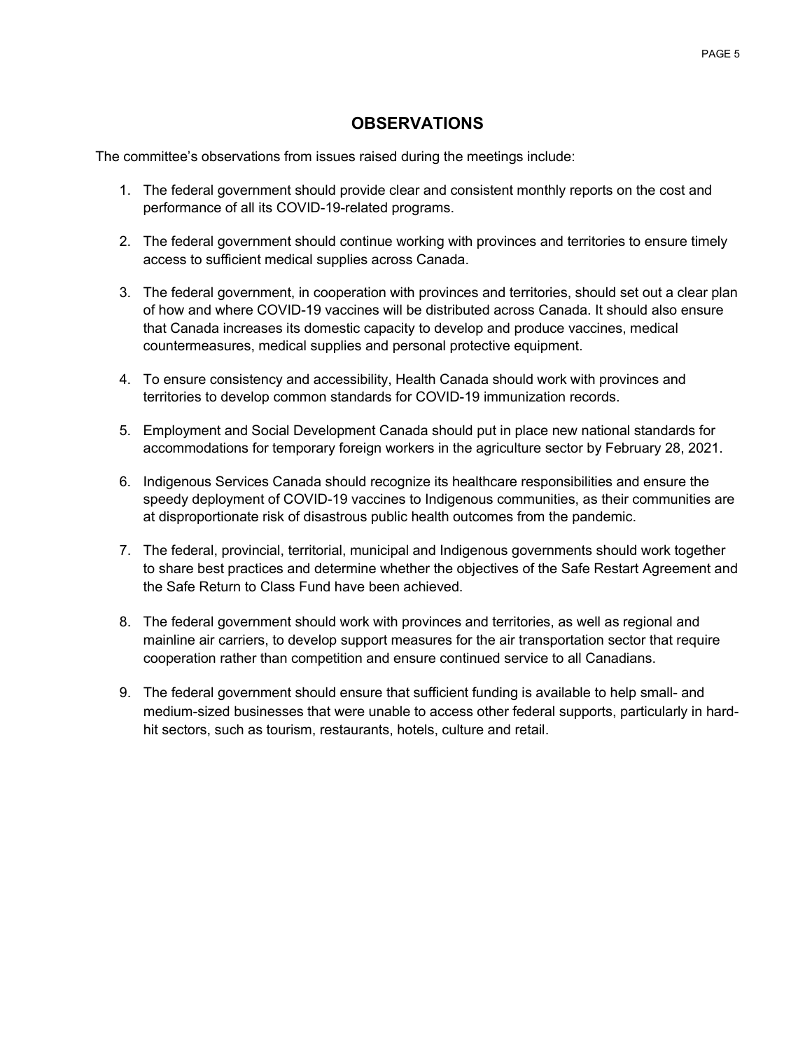## OBSERVATIONS

The committee's observations from issues raised during the meetings include:

1. The federal government should provide clear and consistent monthly reports on the cost and performance of all its COVID-19-related programs.

2. The federal government should continue working with provinces and territories to ensure timely access to sufficient medical supplies across Canada.

3. The federal government, in cooperation with provinces and territories, should set out a clear plan of how and where COVID-19 vaccines will be distributed across Canada. It should also ensure that Canada increases its domestic capacity to develop and produce vaccines, medical countermeasures, medical supplies and personal protective equipment.

4. To ensure consistency and accessibility, Health Canada should work with provinces and territories to develop common standards for COVID-19 immunization records.

5. Employment and Social Development Canada should put in place new national standards for accommodations for temporary foreign workers in the agriculture sector by February 28, 2021.

6. Indigenous Services Canada should recognize its healthcare responsibilities and ensure the speedy deployment of COVID-19 vaccines to Indigenous communities, as their communities are at disproportionate risk of disastrous public health outcomes from the pandemic.

7. The federal, provincial, territorial, municipal and Indigenous governments should work together to share best practices and determine whether the objectives of the Safe Restart Agreement and the Safe Return to Class Fund have been achieved.

8. The federal government should work with provinces and territories, as well as regional and mainline air carriers, to develop support measures for the air transportation sector that require cooperation rather than competition and ensure continued service to all Canadians.

9. The federal government should ensure that sufficient funding is available to help small- and medium-sized businesses that were unable to access other federal supports, particularly in hard-hit sectors, such as tourism, restaurants, hotels, culture and retail.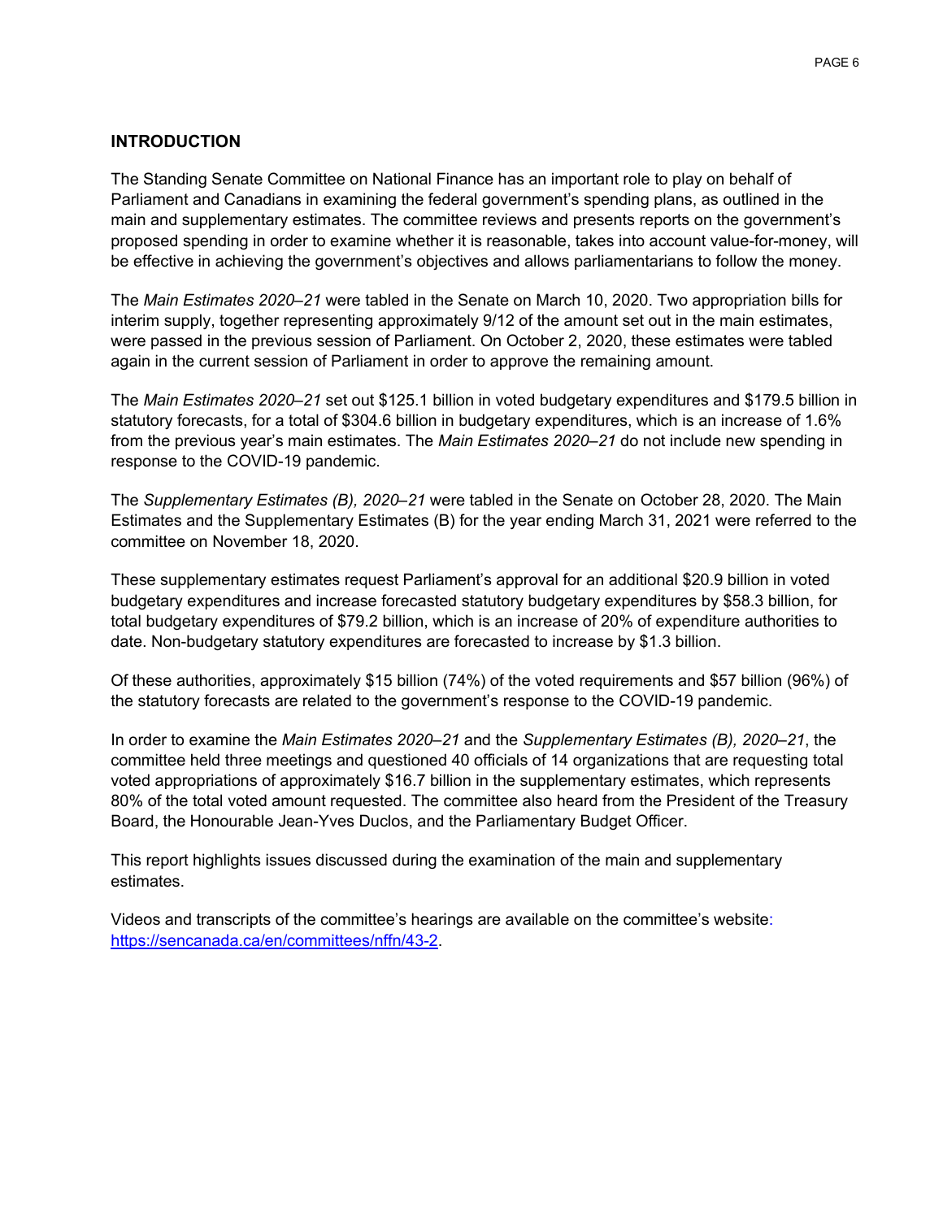## INTRODUCTION

The Standing Senate Committee on National Finance has an important role to play on behalf of Parliament and Canadians in examining the federal government's spending plans, as outlined in the main and supplementary estimates. The committee reviews and presents reports on the government's proposed spending in order to examine whether it is reasonable, takes into account value-for-money, will be effective in achieving the government's objectives and allows parliamentarians to follow the money.

The *Main Estimates 2020–21* were tabled in the Senate on March 10, 2020. Two appropriation bills for interim supply, together representing approximately 9/12 of the amount set out in the main estimates, were passed in the previous session of Parliament. On October 2, 2020, these estimates were tabled again in the current session of Parliament in order to approve the remaining amount.

The *Main Estimates 2020–21* set out $125.1 billion in voted budgetary expenditures and $179.5 billion in statutory forecasts, for a total of $304.6 billion in budgetary expenditures, which is an increase of 1.6% from the previous year's main estimates. The *Main Estimates 2020–21* do not include new spending in response to the COVID-19 pandemic.

The *Supplementary Estimates (B), 2020–21* were tabled in the Senate on October 28, 2020. The Main Estimates and the Supplementary Estimates (B) for the year ending March 31, 2021 were referred to the committee on November 18, 2020.

These supplementary estimates request Parliament's approval for an additional $20.9 billion in voted budgetary expenditures and increase forecasted statutory budgetary expenditures by $58.3 billion, for total budgetary expenditures of $79.2 billion, which is an increase of 20% of expenditure authorities to date. Non-budgetary statutory expenditures are forecasted to increase by $1.3 billion.

Of these authorities, approximately $15 billion (74%) of the voted requirements and $57 billion (96%) of the statutory forecasts are related to the government's response to the COVID-19 pandemic.

In order to examine the *Main Estimates 2020–21* and the *Supplementary Estimates (B), 2020–21*, the committee held three meetings and questioned 40 officials of 14 organizations that are requesting total voted appropriations of approximately $16.7 billion in the supplementary estimates, which represents 80% of the total voted amount requested. The committee also heard from the President of the Treasury Board, the Honourable Jean-Yves Duclos, and the Parliamentary Budget Officer.

This report highlights issues discussed during the examination of the main and supplementary estimates.

Videos and transcripts of the committee's hearings are available on the committee's website: https://sencanada.ca/en/committees/nffn/43-2.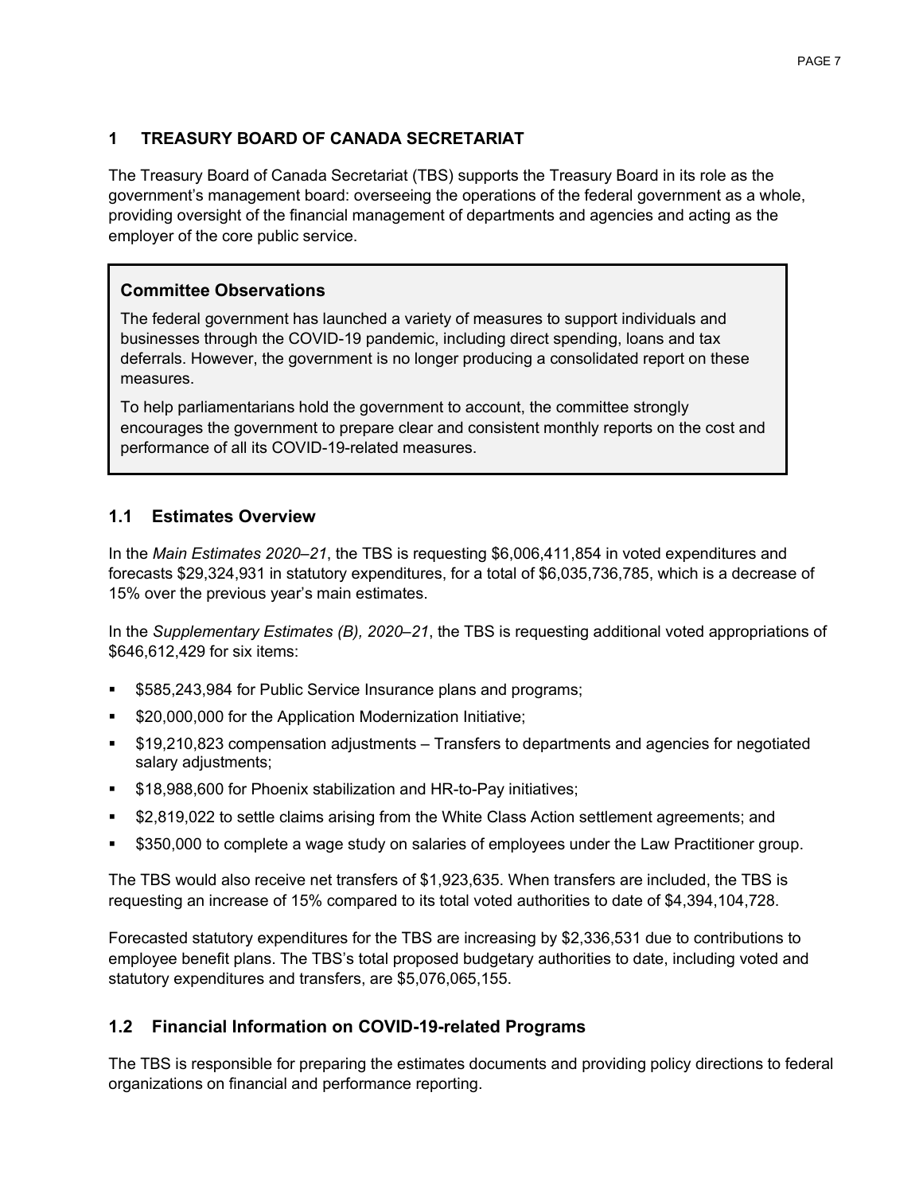# 1 TREASURY BOARD OF CANADA SECRETARIAT

The Treasury Board of Canada Secretariat (TBS) supports the Treasury Board in its role as the government's management board: overseeing the operations of the federal government as a whole, providing oversight of the financial management of departments and agencies and acting as the employer of the core public service.

> **Committee Observations**
>
> The federal government has launched a variety of measures to support individuals and businesses through the COVID-19 pandemic, including direct spending, loans and tax deferrals. However, the government is no longer producing a consolidated report on these measures.
>
> To help parliamentarians hold the government to account, the committee strongly encourages the government to prepare clear and consistent monthly reports on the cost and performance of all its COVID-19-related measures.

## 1.1 Estimates Overview

In the *Main Estimates 2020–21*, the TBS is requesting $6,006,411,854 in voted expenditures and forecasts $29,324,931 in statutory expenditures, for a total of $6,035,736,785, which is a decrease of 15% over the previous year's main estimates.

In the *Supplementary Estimates (B), 2020–21*, the TBS is requesting additional voted appropriations of $646,612,429 for six items:

- $585,243,984 for Public Service Insurance plans and programs;
- $20,000,000 for the Application Modernization Initiative;
- $19,210,823 compensation adjustments – Transfers to departments and agencies for negotiated salary adjustments;
- $18,988,600 for Phoenix stabilization and HR-to-Pay initiatives;
- $2,819,022 to settle claims arising from the White Class Action settlement agreements; and
- $350,000 to complete a wage study on salaries of employees under the Law Practitioner group.

The TBS would also receive net transfers of $1,923,635. When transfers are included, the TBS is requesting an increase of 15% compared to its total voted authorities to date of $4,394,104,728.

Forecasted statutory expenditures for the TBS are increasing by $2,336,531 due to contributions to employee benefit plans. The TBS's total proposed budgetary authorities to date, including voted and statutory expenditures and transfers, are $5,076,065,155.

## 1.2 Financial Information on COVID-19-related Programs

The TBS is responsible for preparing the estimates documents and providing policy directions to federal organizations on financial and performance reporting.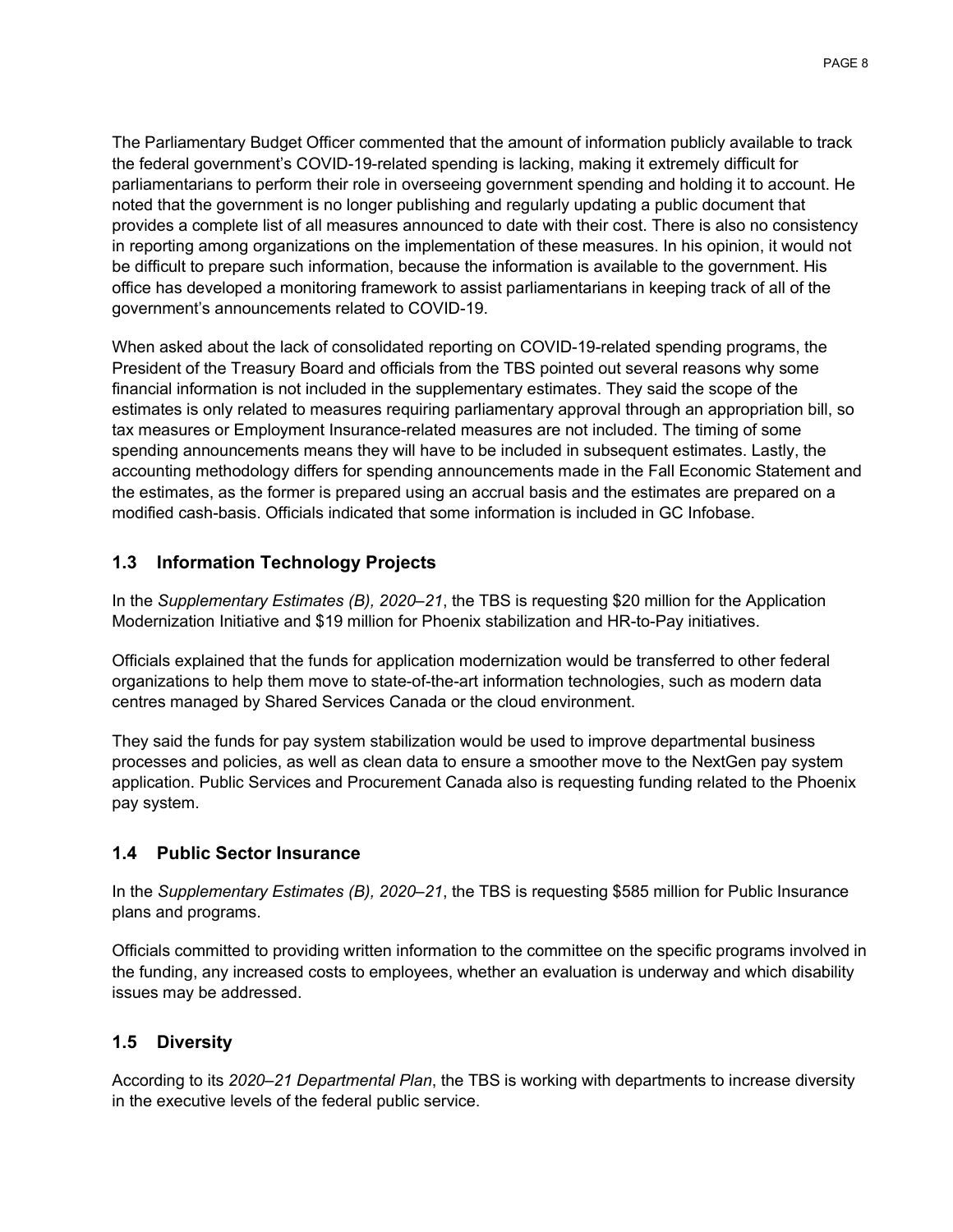The Parliamentary Budget Officer commented that the amount of information publicly available to track the federal government's COVID-19-related spending is lacking, making it extremely difficult for parliamentarians to perform their role in overseeing government spending and holding it to account. He noted that the government is no longer publishing and regularly updating a public document that provides a complete list of all measures announced to date with their cost. There is also no consistency in reporting among organizations on the implementation of these measures. In his opinion, it would not be difficult to prepare such information, because the information is available to the government. His office has developed a monitoring framework to assist parliamentarians in keeping track of all of the government's announcements related to COVID-19.

When asked about the lack of consolidated reporting on COVID-19-related spending programs, the President of the Treasury Board and officials from the TBS pointed out several reasons why some financial information is not included in the supplementary estimates. They said the scope of the estimates is only related to measures requiring parliamentary approval through an appropriation bill, so tax measures or Employment Insurance-related measures are not included. The timing of some spending announcements means they will have to be included in subsequent estimates. Lastly, the accounting methodology differs for spending announcements made in the Fall Economic Statement and the estimates, as the former is prepared using an accrual basis and the estimates are prepared on a modified cash-basis. Officials indicated that some information is included in GC Infobase.

## 1.3 Information Technology Projects

In the *Supplementary Estimates (B), 2020–21*, the TBS is requesting $20 million for the Application Modernization Initiative and $19 million for Phoenix stabilization and HR-to-Pay initiatives.

Officials explained that the funds for application modernization would be transferred to other federal organizations to help them move to state-of-the-art information technologies, such as modern data centres managed by Shared Services Canada or the cloud environment.

They said the funds for pay system stabilization would be used to improve departmental business processes and policies, as well as clean data to ensure a smoother move to the NextGen pay system application. Public Services and Procurement Canada also is requesting funding related to the Phoenix pay system.

## 1.4 Public Sector Insurance

In the *Supplementary Estimates (B), 2020–21*, the TBS is requesting $585 million for Public Insurance plans and programs.

Officials committed to providing written information to the committee on the specific programs involved in the funding, any increased costs to employees, whether an evaluation is underway and which disability issues may be addressed.

## 1.5 Diversity

According to its *2020–21 Departmental Plan*, the TBS is working with departments to increase diversity in the executive levels of the federal public service.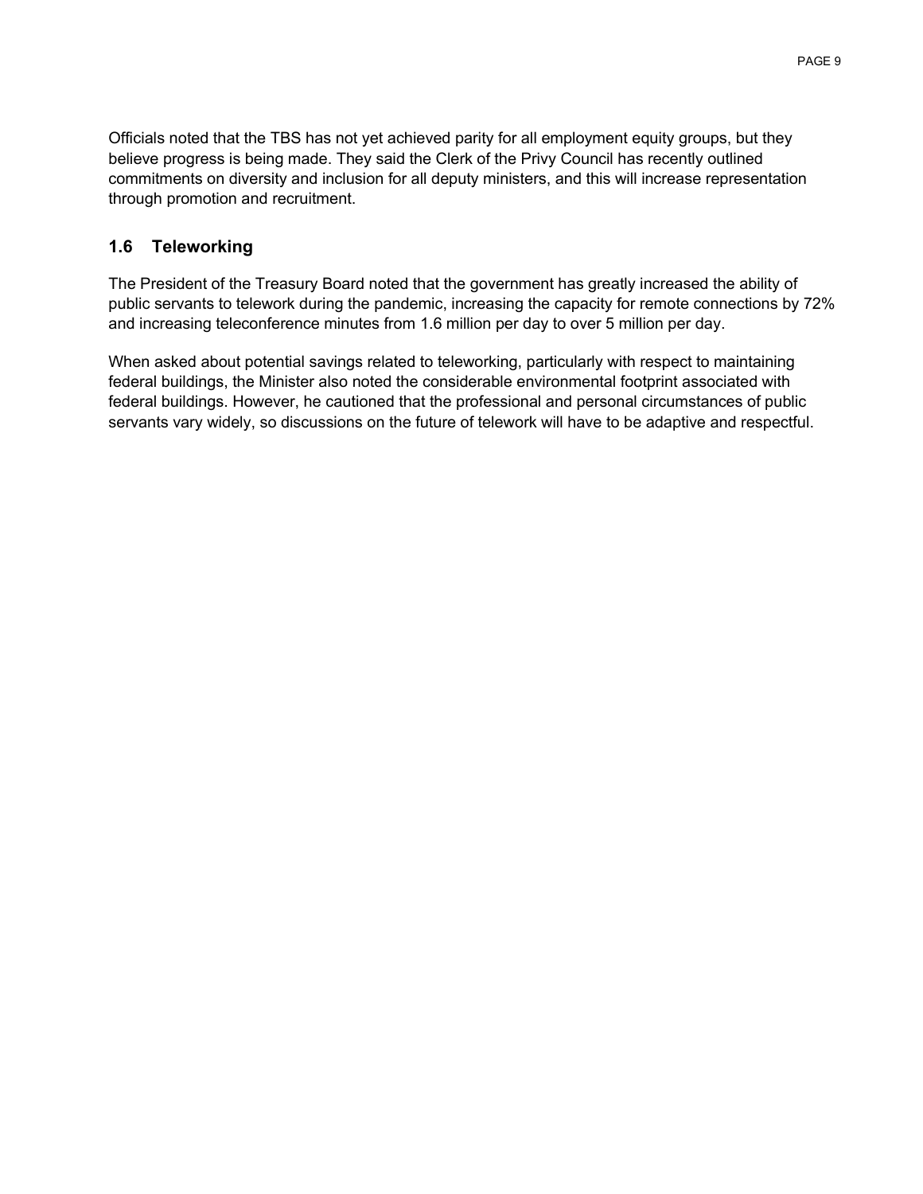Officials noted that the TBS has not yet achieved parity for all employment equity groups, but they believe progress is being made. They said the Clerk of the Privy Council has recently outlined commitments on diversity and inclusion for all deputy ministers, and this will increase representation through promotion and recruitment.

### 1.6 Teleworking

The President of the Treasury Board noted that the government has greatly increased the ability of public servants to telework during the pandemic, increasing the capacity for remote connections by 72% and increasing teleconference minutes from 1.6 million per day to over 5 million per day.

When asked about potential savings related to teleworking, particularly with respect to maintaining federal buildings, the Minister also noted the considerable environmental footprint associated with federal buildings. However, he cautioned that the professional and personal circumstances of public servants vary widely, so discussions on the future of telework will have to be adaptive and respectful.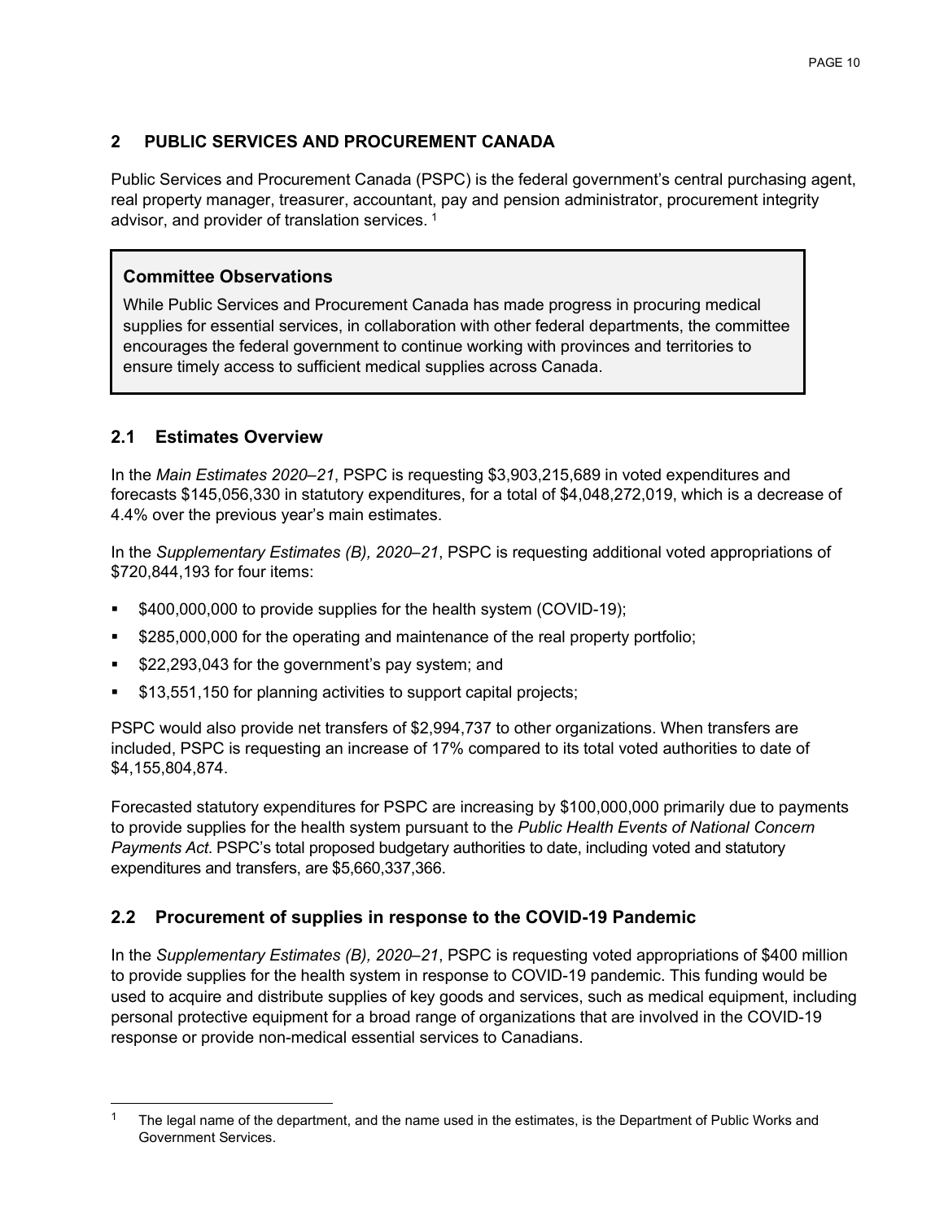## 2 PUBLIC SERVICES AND PROCUREMENT CANADA

Public Services and Procurement Canada (PSPC) is the federal government's central purchasing agent, real property manager, treasurer, accountant, pay and pension administrator, procurement integrity advisor, and provider of translation services. [1]

> **Committee Observations**
>
> While Public Services and Procurement Canada has made progress in procuring medical supplies for essential services, in collaboration with other federal departments, the committee encourages the federal government to continue working with provinces and territories to ensure timely access to sufficient medical supplies across Canada.

### 2.1 Estimates Overview

In the *Main Estimates 2020–21*, PSPC is requesting $3,903,215,689 in voted expenditures and forecasts $145,056,330 in statutory expenditures, for a total of $4,048,272,019, which is a decrease of 4.4% over the previous year's main estimates.

In the *Supplementary Estimates (B), 2020–21*, PSPC is requesting additional voted appropriations of $720,844,193 for four items:

- $400,000,000 to provide supplies for the health system (COVID-19);
- $285,000,000 for the operating and maintenance of the real property portfolio;
- $22,293,043 for the government's pay system; and
- $13,551,150 for planning activities to support capital projects;

PSPC would also provide net transfers of $2,994,737 to other organizations. When transfers are included, PSPC is requesting an increase of 17% compared to its total voted authorities to date of $4,155,804,874.

Forecasted statutory expenditures for PSPC are increasing by $100,000,000 primarily due to payments to provide supplies for the health system pursuant to the *Public Health Events of National Concern Payments Act*. PSPC's total proposed budgetary authorities to date, including voted and statutory expenditures and transfers, are $5,660,337,366.

### 2.2 Procurement of supplies in response to the COVID-19 Pandemic

In the *Supplementary Estimates (B), 2020–21*, PSPC is requesting voted appropriations of $400 million to provide supplies for the health system in response to COVID-19 pandemic. This funding would be used to acquire and distribute supplies of key goods and services, such as medical equipment, including personal protective equipment for a broad range of organizations that are involved in the COVID-19 response or provide non-medical essential services to Canadians.

---

[1] The legal name of the department, and the name used in the estimates, is the Department of Public Works and Government Services.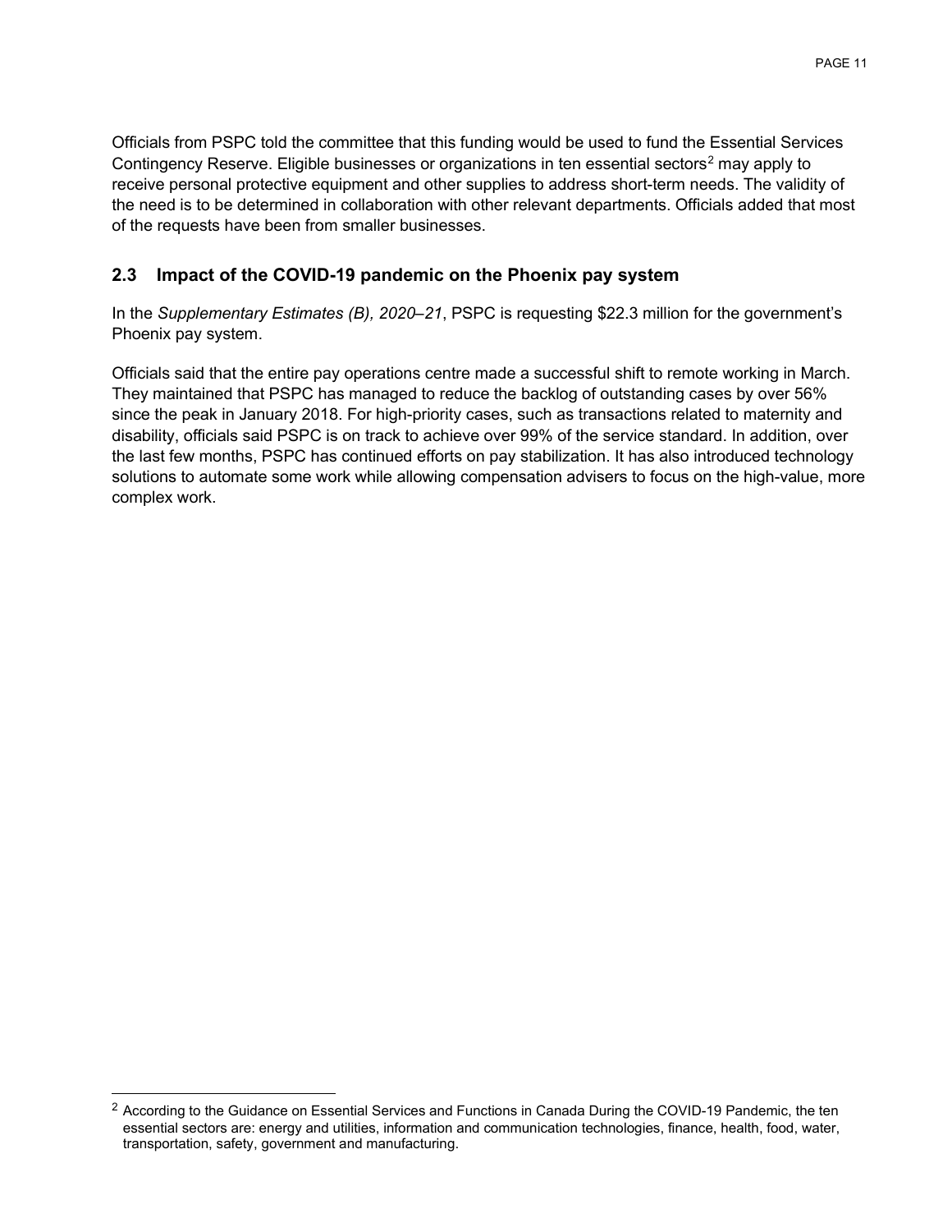Officials from PSPC told the committee that this funding would be used to fund the Essential Services Contingency Reserve. Eligible businesses or organizations in ten essential sectors[2] may apply to receive personal protective equipment and other supplies to address short-term needs. The validity of the need is to be determined in collaboration with other relevant departments. Officials added that most of the requests have been from smaller businesses.

## 2.3 Impact of the COVID-19 pandemic on the Phoenix pay system

In the *Supplementary Estimates (B), 2020–21*, PSPC is requesting $22.3 million for the government's Phoenix pay system.

Officials said that the entire pay operations centre made a successful shift to remote working in March. They maintained that PSPC has managed to reduce the backlog of outstanding cases by over 56% since the peak in January 2018. For high-priority cases, such as transactions related to maternity and disability, officials said PSPC is on track to achieve over 99% of the service standard. In addition, over the last few months, PSPC has continued efforts on pay stabilization. It has also introduced technology solutions to automate some work while allowing compensation advisers to focus on the high-value, more complex work.

[2] According to the Guidance on Essential Services and Functions in Canada During the COVID-19 Pandemic, the ten essential sectors are: energy and utilities, information and communication technologies, finance, health, food, water, transportation, safety, government and manufacturing.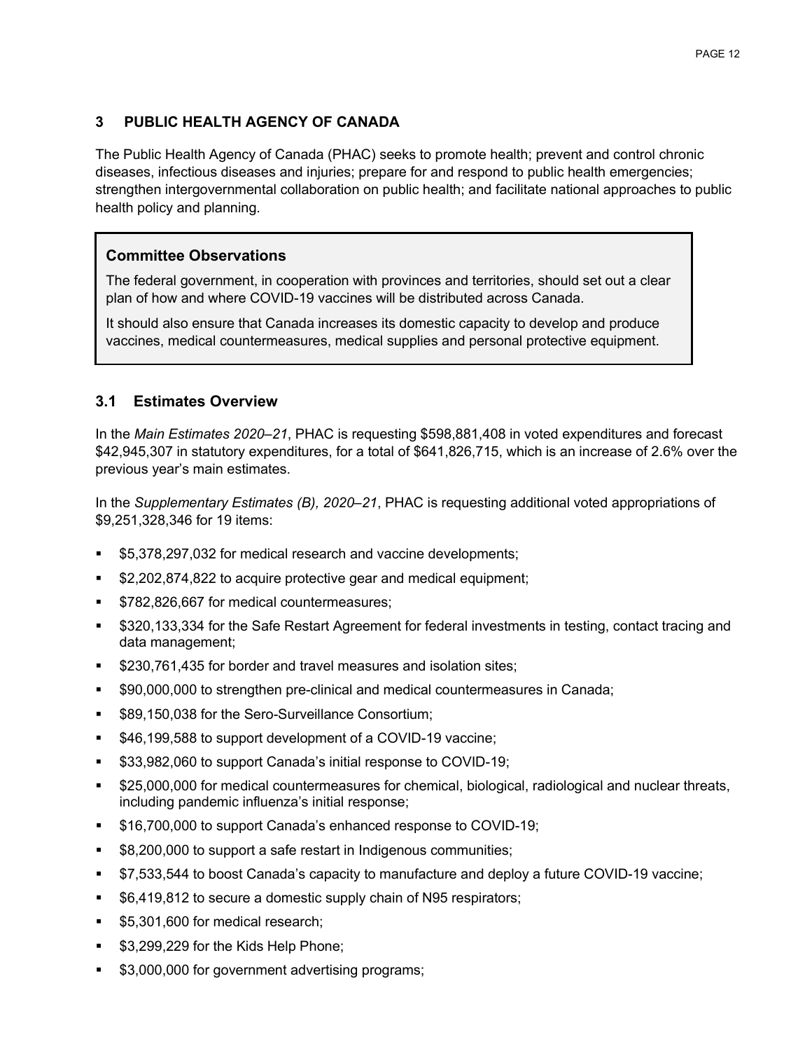## 3 PUBLIC HEALTH AGENCY OF CANADA

The Public Health Agency of Canada (PHAC) seeks to promote health; prevent and control chronic diseases, infectious diseases and injuries; prepare for and respond to public health emergencies; strengthen intergovernmental collaboration on public health; and facilitate national approaches to public health policy and planning.

> **Committee Observations**
>
> The federal government, in cooperation with provinces and territories, should set out a clear plan of how and where COVID-19 vaccines will be distributed across Canada.
>
> It should also ensure that Canada increases its domestic capacity to develop and produce vaccines, medical countermeasures, medical supplies and personal protective equipment.

### 3.1 Estimates Overview

In the *Main Estimates 2020–21*, PHAC is requesting $598,881,408 in voted expenditures and forecast $42,945,307 in statutory expenditures, for a total of $641,826,715, which is an increase of 2.6% over the previous year's main estimates.

In the *Supplementary Estimates (B), 2020–21*, PHAC is requesting additional voted appropriations of $9,251,328,346 for 19 items:

- $5,378,297,032 for medical research and vaccine developments;
- $2,202,874,822 to acquire protective gear and medical equipment;
- $782,826,667 for medical countermeasures;
- $320,133,334 for the Safe Restart Agreement for federal investments in testing, contact tracing and data management;
- $230,761,435 for border and travel measures and isolation sites;
- $90,000,000 to strengthen pre-clinical and medical countermeasures in Canada;
- $89,150,038 for the Sero-Surveillance Consortium;
- $46,199,588 to support development of a COVID-19 vaccine;
- $33,982,060 to support Canada's initial response to COVID-19;
- $25,000,000 for medical countermeasures for chemical, biological, radiological and nuclear threats, including pandemic influenza's initial response;
- $16,700,000 to support Canada's enhanced response to COVID-19;
- $8,200,000 to support a safe restart in Indigenous communities;
- $7,533,544 to boost Canada's capacity to manufacture and deploy a future COVID-19 vaccine;
- $6,419,812 to secure a domestic supply chain of N95 respirators;
- $5,301,600 for medical research;
- $3,299,229 for the Kids Help Phone;
- $3,000,000 for government advertising programs;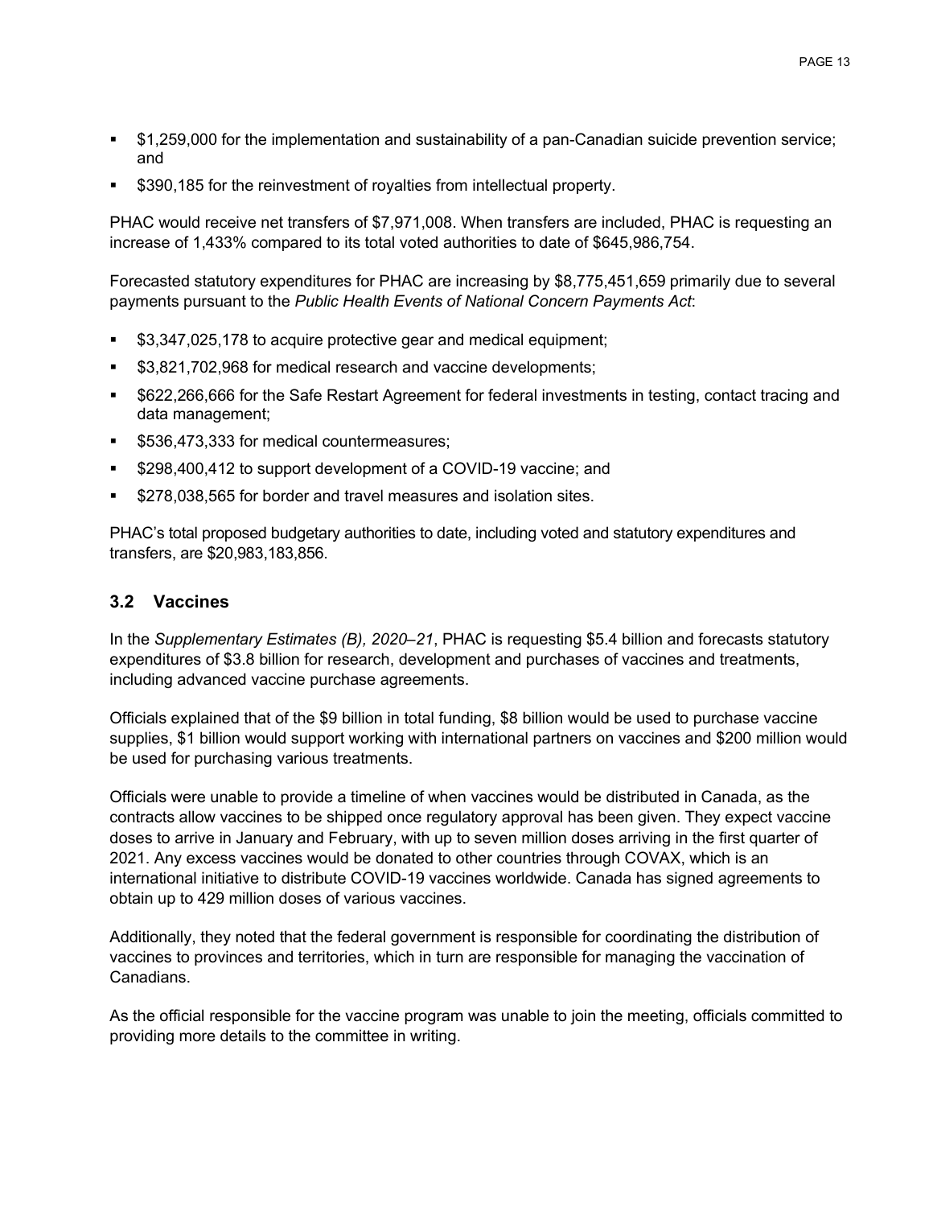- $1,259,000 for the implementation and sustainability of a pan-Canadian suicide prevention service; and
- $390,185 for the reinvestment of royalties from intellectual property.

PHAC would receive net transfers of $7,971,008. When transfers are included, PHAC is requesting an increase of 1,433% compared to its total voted authorities to date of $645,986,754.

Forecasted statutory expenditures for PHAC are increasing by $8,775,451,659 primarily due to several payments pursuant to the *Public Health Events of National Concern Payments Act*:

- $3,347,025,178 to acquire protective gear and medical equipment;
- $3,821,702,968 for medical research and vaccine developments;
- $622,266,666 for the Safe Restart Agreement for federal investments in testing, contact tracing and data management;
- $536,473,333 for medical countermeasures;
- $298,400,412 to support development of a COVID-19 vaccine; and
- $278,038,565 for border and travel measures and isolation sites.

PHAC's total proposed budgetary authorities to date, including voted and statutory expenditures and transfers, are $20,983,183,856.

### 3.2 Vaccines

In the *Supplementary Estimates (B), 2020–21*, PHAC is requesting $5.4 billion and forecasts statutory expenditures of $3.8 billion for research, development and purchases of vaccines and treatments, including advanced vaccine purchase agreements.

Officials explained that of the $9 billion in total funding, $8 billion would be used to purchase vaccine supplies, $1 billion would support working with international partners on vaccines and $200 million would be used for purchasing various treatments.

Officials were unable to provide a timeline of when vaccines would be distributed in Canada, as the contracts allow vaccines to be shipped once regulatory approval has been given. They expect vaccine doses to arrive in January and February, with up to seven million doses arriving in the first quarter of 2021. Any excess vaccines would be donated to other countries through COVAX, which is an international initiative to distribute COVID-19 vaccines worldwide. Canada has signed agreements to obtain up to 429 million doses of various vaccines.

Additionally, they noted that the federal government is responsible for coordinating the distribution of vaccines to provinces and territories, which in turn are responsible for managing the vaccination of Canadians.

As the official responsible for the vaccine program was unable to join the meeting, officials committed to providing more details to the committee in writing.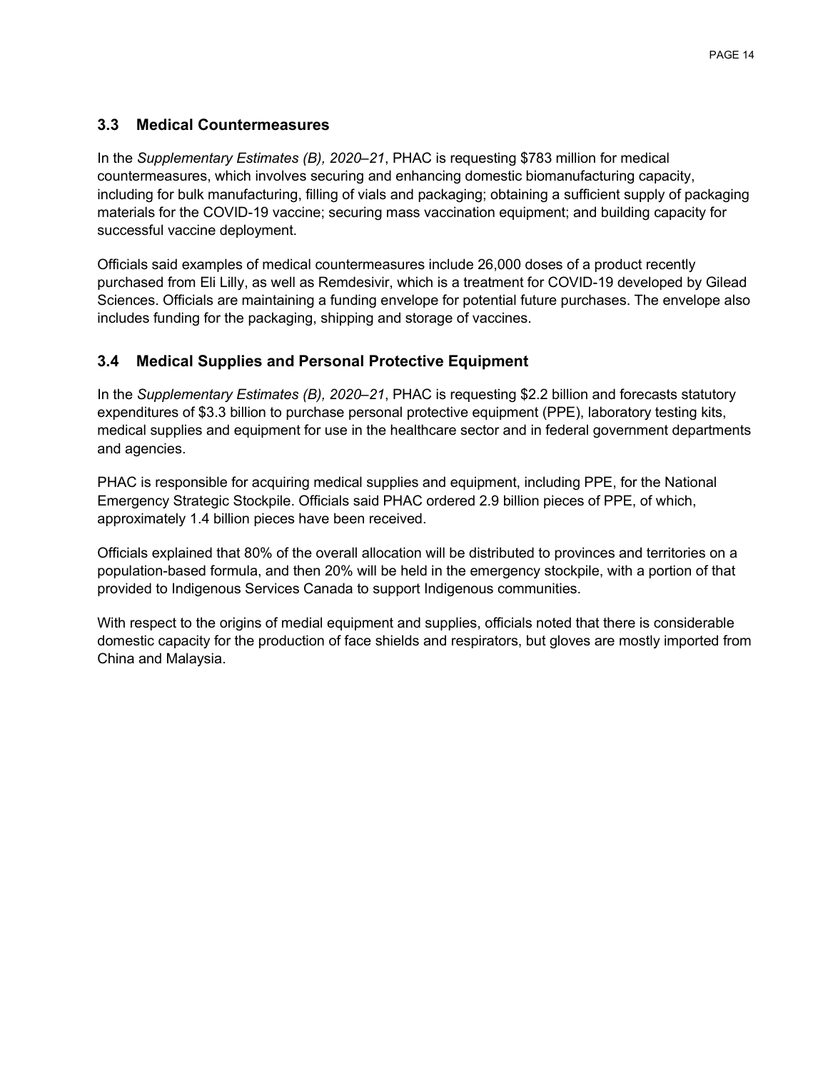### 3.3 Medical Countermeasures

In the *Supplementary Estimates (B), 2020–21*, PHAC is requesting $783 million for medical countermeasures, which involves securing and enhancing domestic biomanufacturing capacity, including for bulk manufacturing, filling of vials and packaging; obtaining a sufficient supply of packaging materials for the COVID-19 vaccine; securing mass vaccination equipment; and building capacity for successful vaccine deployment.

Officials said examples of medical countermeasures include 26,000 doses of a product recently purchased from Eli Lilly, as well as Remdesivir, which is a treatment for COVID-19 developed by Gilead Sciences. Officials are maintaining a funding envelope for potential future purchases. The envelope also includes funding for the packaging, shipping and storage of vaccines.

### 3.4 Medical Supplies and Personal Protective Equipment

In the *Supplementary Estimates (B), 2020–21*, PHAC is requesting $2.2 billion and forecasts statutory expenditures of $3.3 billion to purchase personal protective equipment (PPE), laboratory testing kits, medical supplies and equipment for use in the healthcare sector and in federal government departments and agencies.

PHAC is responsible for acquiring medical supplies and equipment, including PPE, for the National Emergency Strategic Stockpile. Officials said PHAC ordered 2.9 billion pieces of PPE, of which, approximately 1.4 billion pieces have been received.

Officials explained that 80% of the overall allocation will be distributed to provinces and territories on a population-based formula, and then 20% will be held in the emergency stockpile, with a portion of that provided to Indigenous Services Canada to support Indigenous communities.

With respect to the origins of medial equipment and supplies, officials noted that there is considerable domestic capacity for the production of face shields and respirators, but gloves are mostly imported from China and Malaysia.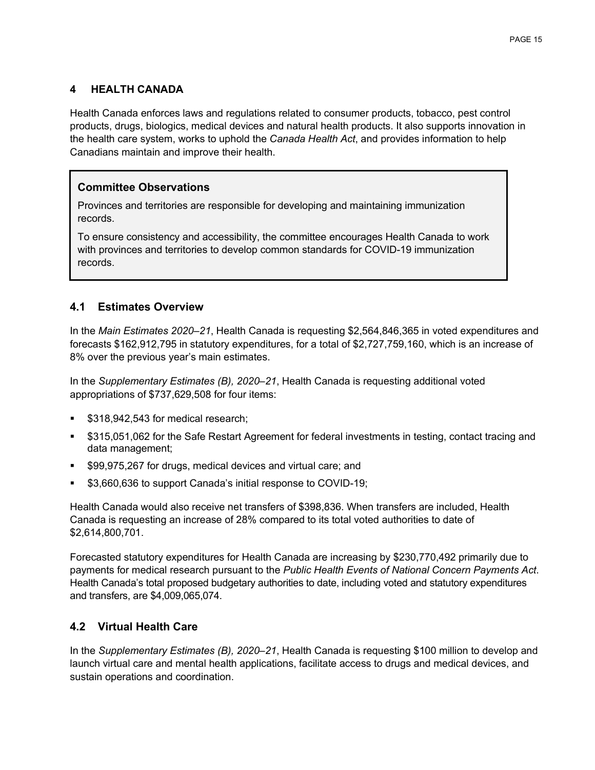## 4 HEALTH CANADA

Health Canada enforces laws and regulations related to consumer products, tobacco, pest control products, drugs, biologics, medical devices and natural health products. It also supports innovation in the health care system, works to uphold the *Canada Health Act*, and provides information to help Canadians maintain and improve their health.

> **Committee Observations**
>
> Provinces and territories are responsible for developing and maintaining immunization records.
>
> To ensure consistency and accessibility, the committee encourages Health Canada to work with provinces and territories to develop common standards for COVID-19 immunization records.

### 4.1 Estimates Overview

In the *Main Estimates 2020–21*, Health Canada is requesting $2,564,846,365 in voted expenditures and forecasts $162,912,795 in statutory expenditures, for a total of $2,727,759,160, which is an increase of 8% over the previous year's main estimates.

In the *Supplementary Estimates (B), 2020–21*, Health Canada is requesting additional voted appropriations of $737,629,508 for four items:

- $318,942,543 for medical research;
- $315,051,062 for the Safe Restart Agreement for federal investments in testing, contact tracing and data management;
- $99,975,267 for drugs, medical devices and virtual care; and
- $3,660,636 to support Canada's initial response to COVID-19;

Health Canada would also receive net transfers of $398,836. When transfers are included, Health Canada is requesting an increase of 28% compared to its total voted authorities to date of $2,614,800,701.

Forecasted statutory expenditures for Health Canada are increasing by $230,770,492 primarily due to payments for medical research pursuant to the *Public Health Events of National Concern Payments Act*. Health Canada's total proposed budgetary authorities to date, including voted and statutory expenditures and transfers, are $4,009,065,074.

### 4.2 Virtual Health Care

In the *Supplementary Estimates (B), 2020–21*, Health Canada is requesting $100 million to develop and launch virtual care and mental health applications, facilitate access to drugs and medical devices, and sustain operations and coordination.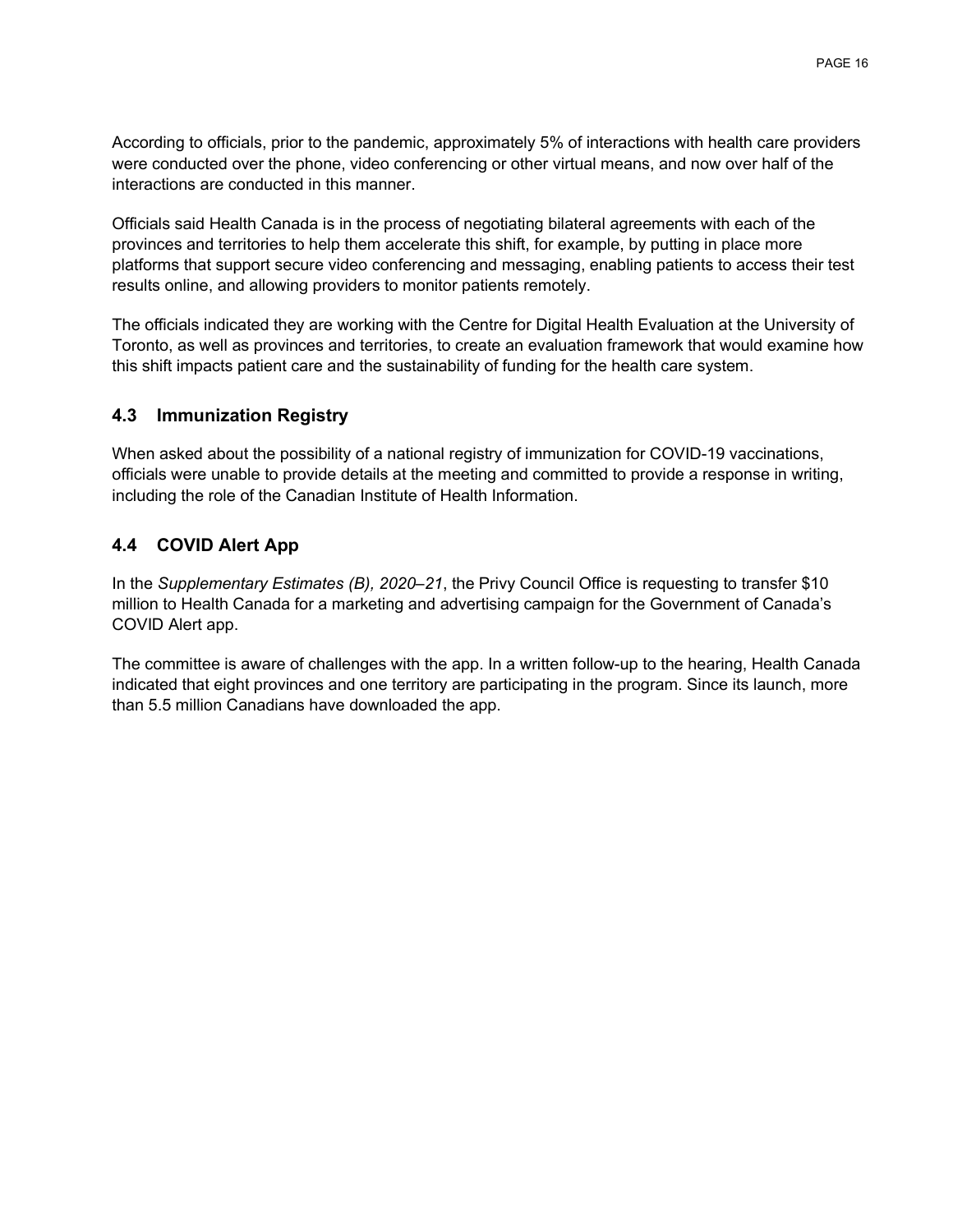According to officials, prior to the pandemic, approximately 5% of interactions with health care providers were conducted over the phone, video conferencing or other virtual means, and now over half of the interactions are conducted in this manner.

Officials said Health Canada is in the process of negotiating bilateral agreements with each of the provinces and territories to help them accelerate this shift, for example, by putting in place more platforms that support secure video conferencing and messaging, enabling patients to access their test results online, and allowing providers to monitor patients remotely.

The officials indicated they are working with the Centre for Digital Health Evaluation at the University of Toronto, as well as provinces and territories, to create an evaluation framework that would examine how this shift impacts patient care and the sustainability of funding for the health care system.

### 4.3 Immunization Registry

When asked about the possibility of a national registry of immunization for COVID-19 vaccinations, officials were unable to provide details at the meeting and committed to provide a response in writing, including the role of the Canadian Institute of Health Information.

### 4.4 COVID Alert App

In the *Supplementary Estimates (B), 2020–21*, the Privy Council Office is requesting to transfer $10 million to Health Canada for a marketing and advertising campaign for the Government of Canada's COVID Alert app.

The committee is aware of challenges with the app. In a written follow-up to the hearing, Health Canada indicated that eight provinces and one territory are participating in the program. Since its launch, more than 5.5 million Canadians have downloaded the app.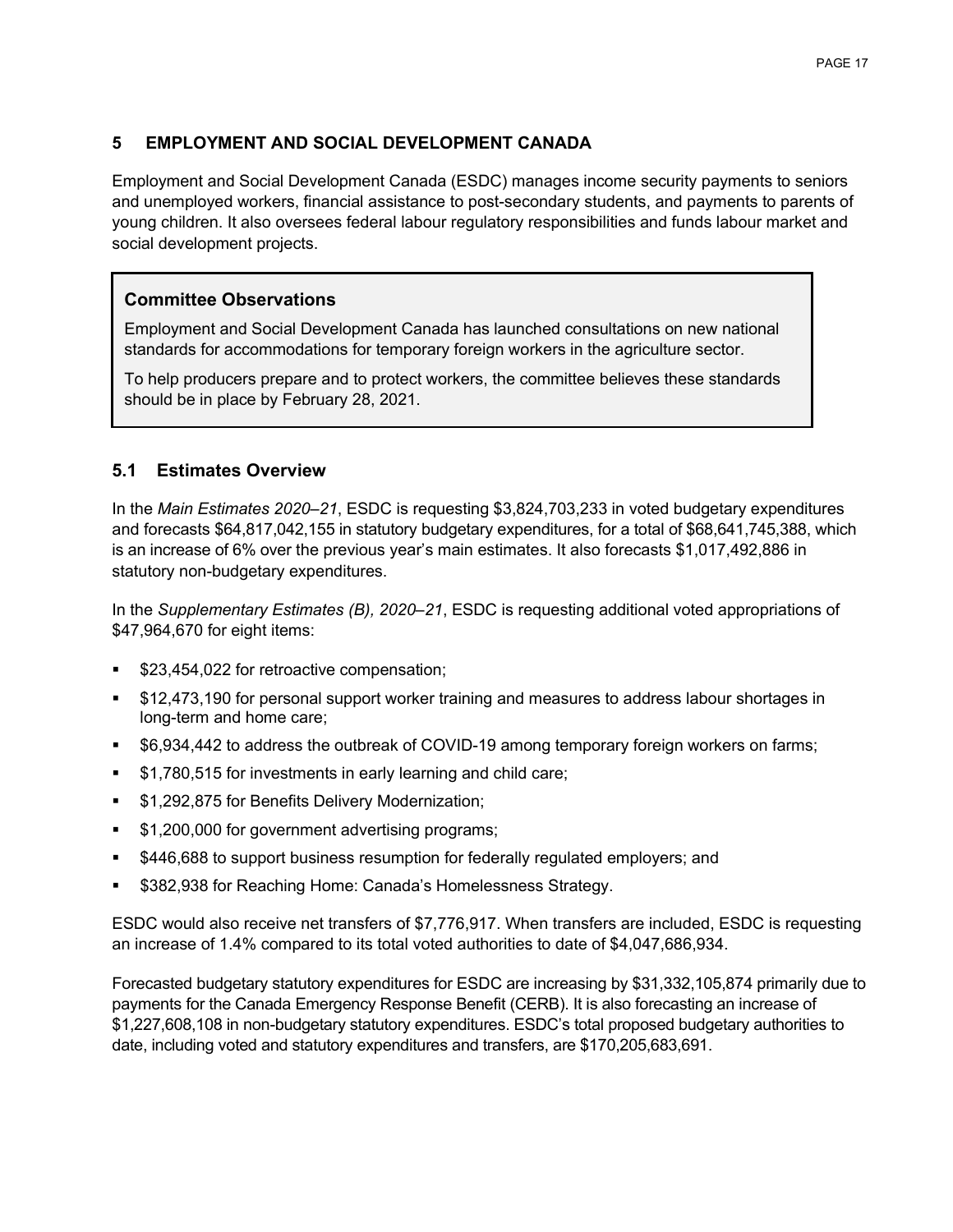## 5 EMPLOYMENT AND SOCIAL DEVELOPMENT CANADA

Employment and Social Development Canada (ESDC) manages income security payments to seniors and unemployed workers, financial assistance to post-secondary students, and payments to parents of young children. It also oversees federal labour regulatory responsibilities and funds labour market and social development projects.

> ### Committee Observations
>
> Employment and Social Development Canada has launched consultations on new national standards for accommodations for temporary foreign workers in the agriculture sector.
>
> To help producers prepare and to protect workers, the committee believes these standards should be in place by February 28, 2021.

### 5.1 Estimates Overview

In the *Main Estimates 2020–21*, ESDC is requesting $3,824,703,233 in voted budgetary expenditures and forecasts $64,817,042,155 in statutory budgetary expenditures, for a total of $68,641,745,388, which is an increase of 6% over the previous year's main estimates. It also forecasts $1,017,492,886 in statutory non-budgetary expenditures.

In the *Supplementary Estimates (B), 2020–21*, ESDC is requesting additional voted appropriations of $47,964,670 for eight items:

- $23,454,022 for retroactive compensation;
- $12,473,190 for personal support worker training and measures to address labour shortages in long-term and home care;
- $6,934,442 to address the outbreak of COVID-19 among temporary foreign workers on farms;
- $1,780,515 for investments in early learning and child care;
- $1,292,875 for Benefits Delivery Modernization;
- $1,200,000 for government advertising programs;
- $446,688 to support business resumption for federally regulated employers; and
- $382,938 for Reaching Home: Canada's Homelessness Strategy.

ESDC would also receive net transfers of $7,776,917. When transfers are included, ESDC is requesting an increase of 1.4% compared to its total voted authorities to date of $4,047,686,934.

Forecasted budgetary statutory expenditures for ESDC are increasing by $31,332,105,874 primarily due to payments for the Canada Emergency Response Benefit (CERB). It is also forecasting an increase of $1,227,608,108 in non-budgetary statutory expenditures. ESDC's total proposed budgetary authorities to date, including voted and statutory expenditures and transfers, are $170,205,683,691.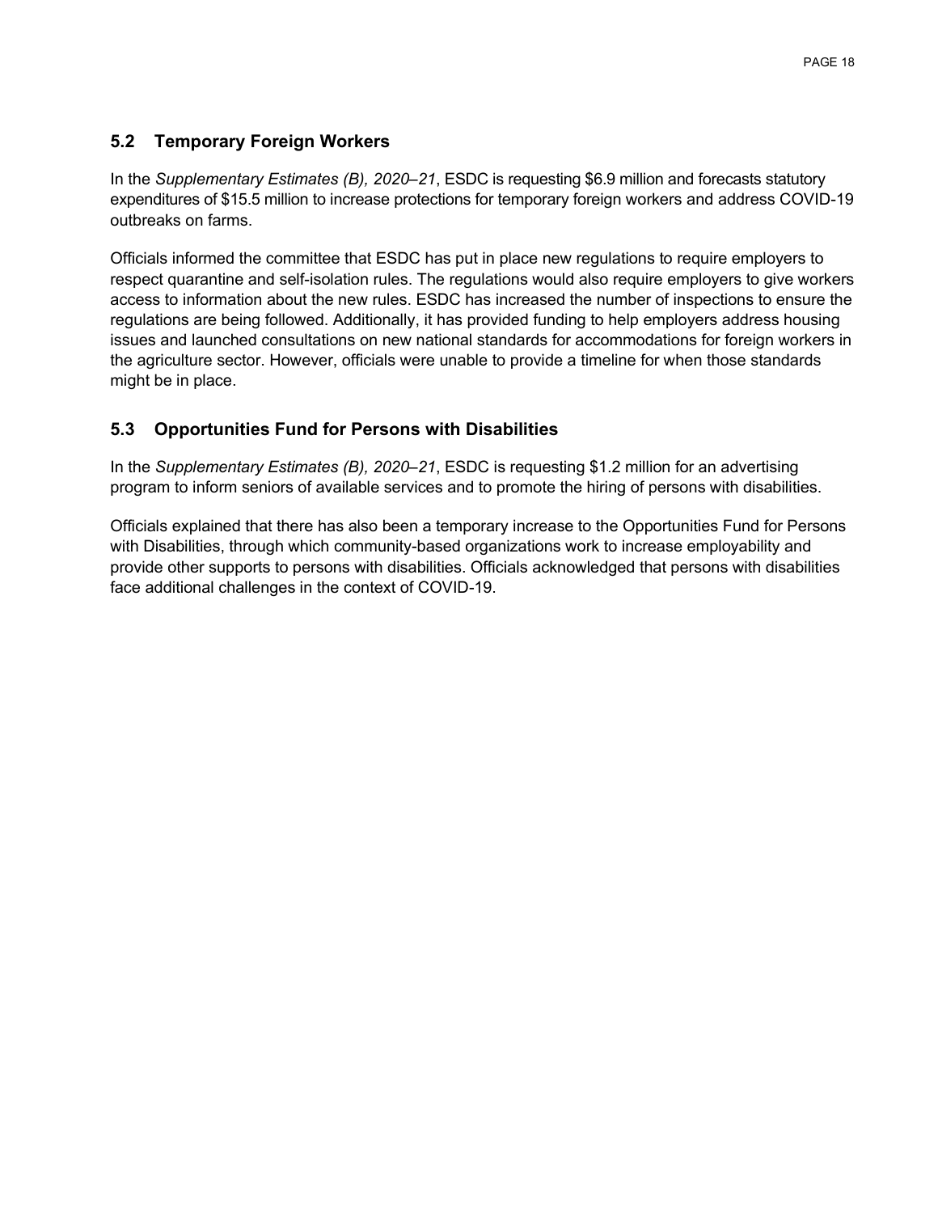### 5.2 Temporary Foreign Workers

In the *Supplementary Estimates (B), 2020–21*, ESDC is requesting $6.9 million and forecasts statutory expenditures of $15.5 million to increase protections for temporary foreign workers and address COVID-19 outbreaks on farms.

Officials informed the committee that ESDC has put in place new regulations to require employers to respect quarantine and self-isolation rules. The regulations would also require employers to give workers access to information about the new rules. ESDC has increased the number of inspections to ensure the regulations are being followed. Additionally, it has provided funding to help employers address housing issues and launched consultations on new national standards for accommodations for foreign workers in the agriculture sector. However, officials were unable to provide a timeline for when those standards might be in place.

### 5.3 Opportunities Fund for Persons with Disabilities

In the *Supplementary Estimates (B), 2020–21*, ESDC is requesting $1.2 million for an advertising program to inform seniors of available services and to promote the hiring of persons with disabilities.

Officials explained that there has also been a temporary increase to the Opportunities Fund for Persons with Disabilities, through which community-based organizations work to increase employability and provide other supports to persons with disabilities. Officials acknowledged that persons with disabilities face additional challenges in the context of COVID-19.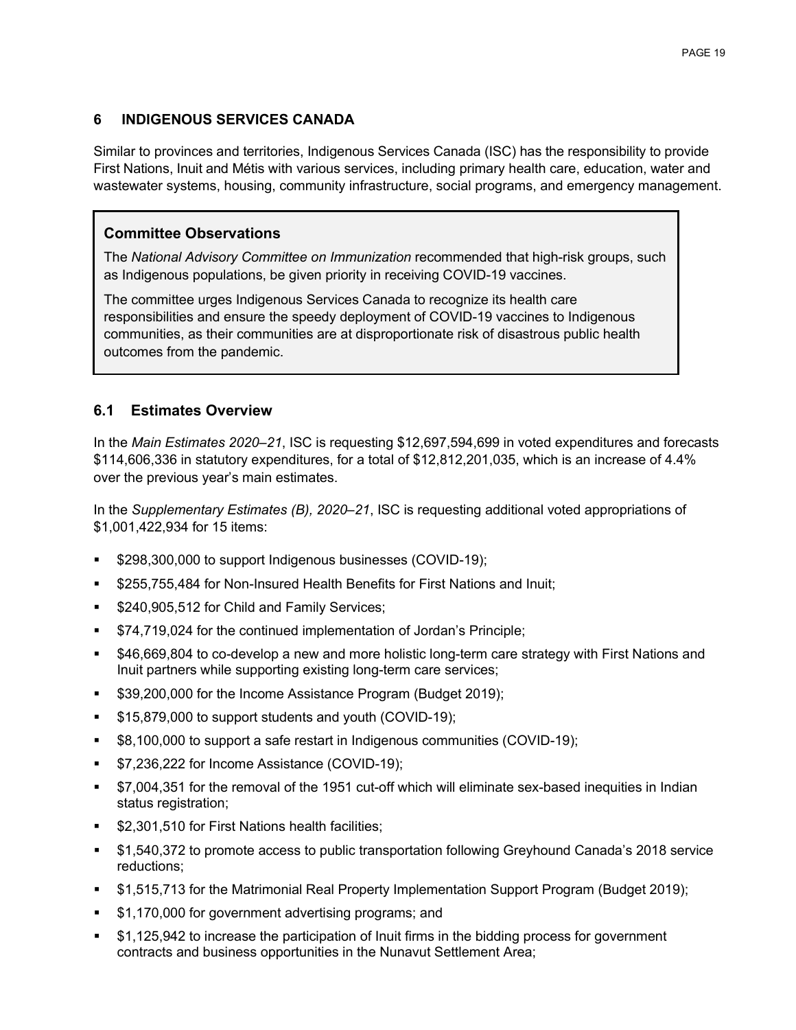## 6 INDIGENOUS SERVICES CANADA

Similar to provinces and territories, Indigenous Services Canada (ISC) has the responsibility to provide First Nations, Inuit and Métis with various services, including primary health care, education, water and wastewater systems, housing, community infrastructure, social programs, and emergency management.

> **Committee Observations**
>
> The *National Advisory Committee on Immunization* recommended that high-risk groups, such as Indigenous populations, be given priority in receiving COVID-19 vaccines.
>
> The committee urges Indigenous Services Canada to recognize its health care responsibilities and ensure the speedy deployment of COVID-19 vaccines to Indigenous communities, as their communities are at disproportionate risk of disastrous public health outcomes from the pandemic.

### 6.1 Estimates Overview

In the *Main Estimates 2020–21*, ISC is requesting $12,697,594,699 in voted expenditures and forecasts $114,606,336 in statutory expenditures, for a total of $12,812,201,035, which is an increase of 4.4% over the previous year's main estimates.

In the *Supplementary Estimates (B), 2020–21*, ISC is requesting additional voted appropriations of $1,001,422,934 for 15 items:

- $298,300,000 to support Indigenous businesses (COVID-19);
- $255,755,484 for Non-Insured Health Benefits for First Nations and Inuit;
- $240,905,512 for Child and Family Services;
- $74,719,024 for the continued implementation of Jordan's Principle;
- $46,669,804 to co-develop a new and more holistic long-term care strategy with First Nations and Inuit partners while supporting existing long-term care services;
- $39,200,000 for the Income Assistance Program (Budget 2019);
- $15,879,000 to support students and youth (COVID-19);
- $8,100,000 to support a safe restart in Indigenous communities (COVID-19);
- $7,236,222 for Income Assistance (COVID-19);
- $7,004,351 for the removal of the 1951 cut-off which will eliminate sex-based inequities in Indian status registration;
- $2,301,510 for First Nations health facilities;
- $1,540,372 to promote access to public transportation following Greyhound Canada's 2018 service reductions;
- $1,515,713 for the Matrimonial Real Property Implementation Support Program (Budget 2019);
- $1,170,000 for government advertising programs; and
- $1,125,942 to increase the participation of Inuit firms in the bidding process for government contracts and business opportunities in the Nunavut Settlement Area;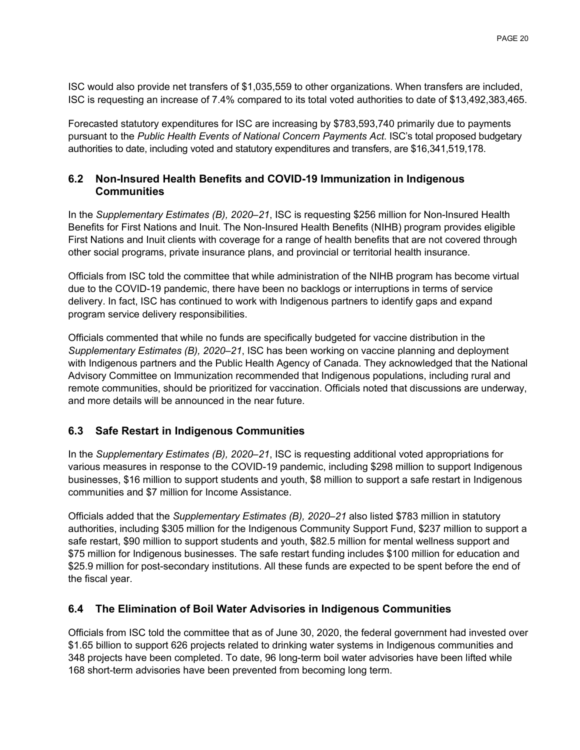ISC would also provide net transfers of $1,035,559 to other organizations. When transfers are included, ISC is requesting an increase of 7.4% compared to its total voted authorities to date of $13,492,383,465.

Forecasted statutory expenditures for ISC are increasing by $783,593,740 primarily due to payments pursuant to the *Public Health Events of National Concern Payments Act*. ISC's total proposed budgetary authorities to date, including voted and statutory expenditures and transfers, are $16,341,519,178.

### 6.2 Non-Insured Health Benefits and COVID-19 Immunization in Indigenous Communities

In the *Supplementary Estimates (B), 2020–21*, ISC is requesting $256 million for Non-Insured Health Benefits for First Nations and Inuit. The Non-Insured Health Benefits (NIHB) program provides eligible First Nations and Inuit clients with coverage for a range of health benefits that are not covered through other social programs, private insurance plans, and provincial or territorial health insurance.

Officials from ISC told the committee that while administration of the NIHB program has become virtual due to the COVID-19 pandemic, there have been no backlogs or interruptions in terms of service delivery. In fact, ISC has continued to work with Indigenous partners to identify gaps and expand program service delivery responsibilities.

Officials commented that while no funds are specifically budgeted for vaccine distribution in the *Supplementary Estimates (B), 2020–21*, ISC has been working on vaccine planning and deployment with Indigenous partners and the Public Health Agency of Canada. They acknowledged that the National Advisory Committee on Immunization recommended that Indigenous populations, including rural and remote communities, should be prioritized for vaccination. Officials noted that discussions are underway, and more details will be announced in the near future.

### 6.3 Safe Restart in Indigenous Communities

In the *Supplementary Estimates (B), 2020–21*, ISC is requesting additional voted appropriations for various measures in response to the COVID-19 pandemic, including $298 million to support Indigenous businesses, $16 million to support students and youth, $8 million to support a safe restart in Indigenous communities and $7 million for Income Assistance.

Officials added that the *Supplementary Estimates (B), 2020–21* also listed $783 million in statutory authorities, including $305 million for the Indigenous Community Support Fund, $237 million to support a safe restart, $90 million to support students and youth, $82.5 million for mental wellness support and $75 million for Indigenous businesses. The safe restart funding includes $100 million for education and $25.9 million for post-secondary institutions. All these funds are expected to be spent before the end of the fiscal year.

### 6.4 The Elimination of Boil Water Advisories in Indigenous Communities

Officials from ISC told the committee that as of June 30, 2020, the federal government had invested over $1.65 billion to support 626 projects related to drinking water systems in Indigenous communities and 348 projects have been completed. To date, 96 long-term boil water advisories have been lifted while 168 short-term advisories have been prevented from becoming long term.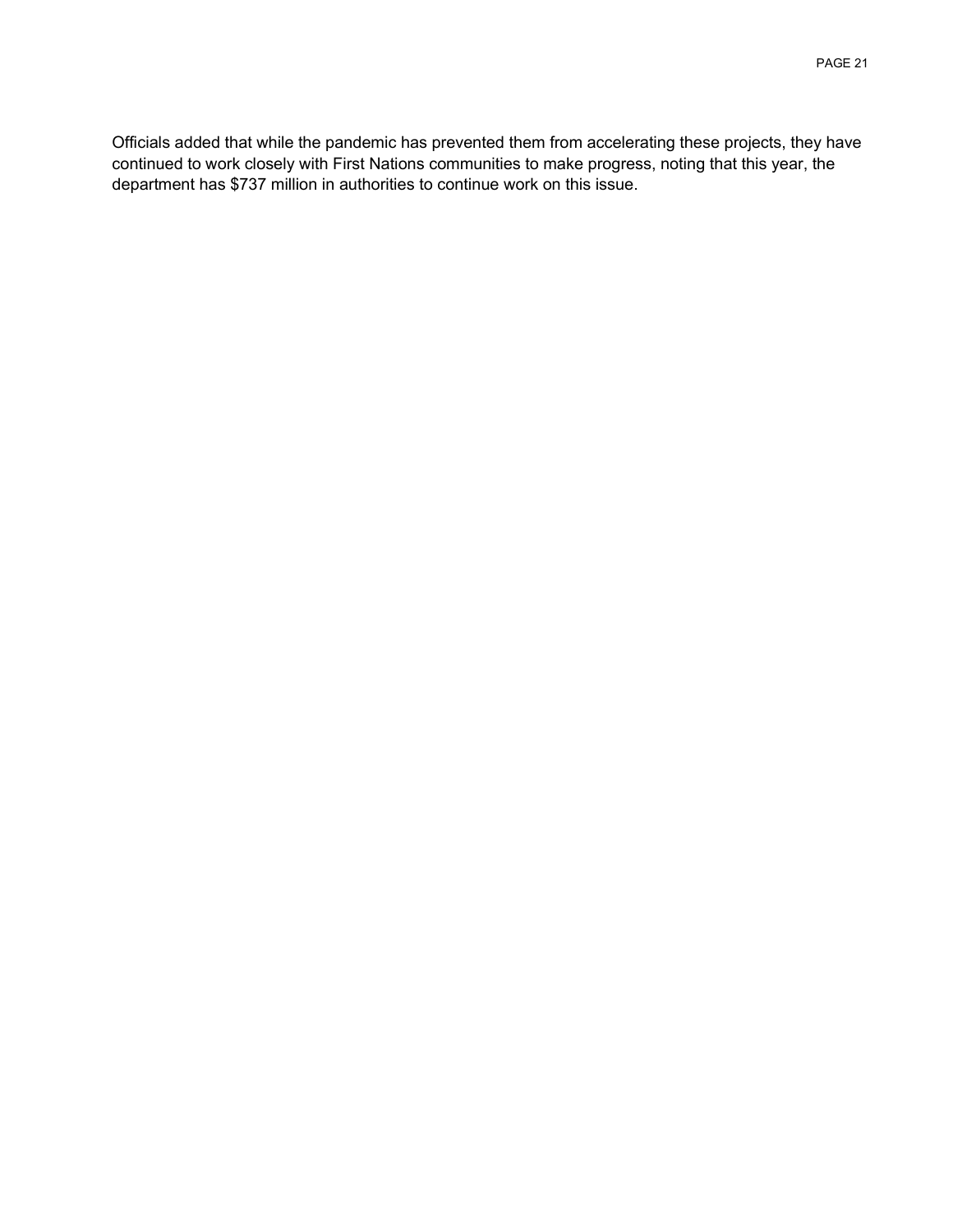Officials added that while the pandemic has prevented them from accelerating these projects, they have continued to work closely with First Nations communities to make progress, noting that this year, the department has $737 million in authorities to continue work on this issue.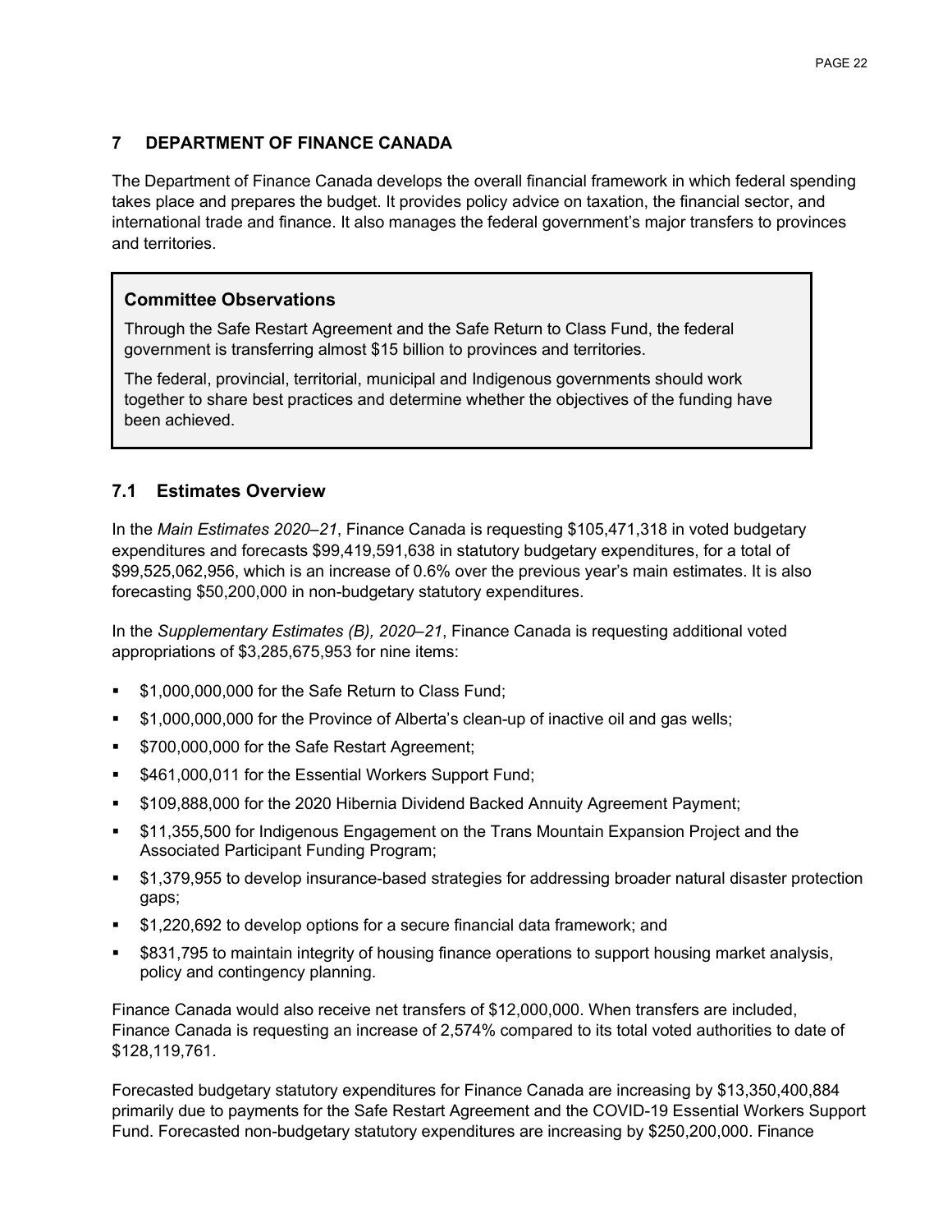## 7 DEPARTMENT OF FINANCE CANADA

The Department of Finance Canada develops the overall financial framework in which federal spending takes place and prepares the budget. It provides policy advice on taxation, the financial sector, and international trade and finance. It also manages the federal government's major transfers to provinces and territories.

> **Committee Observations**
>
> Through the Safe Restart Agreement and the Safe Return to Class Fund, the federal government is transferring almost $15 billion to provinces and territories.
>
> The federal, provincial, territorial, municipal and Indigenous governments should work together to share best practices and determine whether the objectives of the funding have been achieved.

### 7.1 Estimates Overview

In the *Main Estimates 2020–21*, Finance Canada is requesting $105,471,318 in voted budgetary expenditures and forecasts $99,419,591,638 in statutory budgetary expenditures, for a total of $99,525,062,956, which is an increase of 0.6% over the previous year's main estimates. It is also forecasting $50,200,000 in non-budgetary statutory expenditures.

In the *Supplementary Estimates (B), 2020–21*, Finance Canada is requesting additional voted appropriations of $3,285,675,953 for nine items:

- $1,000,000,000 for the Safe Return to Class Fund;
- $1,000,000,000 for the Province of Alberta's clean-up of inactive oil and gas wells;
- $700,000,000 for the Safe Restart Agreement;
- $461,000,011 for the Essential Workers Support Fund;
- $109,888,000 for the 2020 Hibernia Dividend Backed Annuity Agreement Payment;
- $11,355,500 for Indigenous Engagement on the Trans Mountain Expansion Project and the Associated Participant Funding Program;
- $1,379,955 to develop insurance-based strategies for addressing broader natural disaster protection gaps;
- $1,220,692 to develop options for a secure financial data framework; and
- $831,795 to maintain integrity of housing finance operations to support housing market analysis, policy and contingency planning.

Finance Canada would also receive net transfers of $12,000,000. When transfers are included, Finance Canada is requesting an increase of 2,574% compared to its total voted authorities to date of $128,119,761.

Forecasted budgetary statutory expenditures for Finance Canada are increasing by $13,350,400,884 primarily due to payments for the Safe Restart Agreement and the COVID-19 Essential Workers Support Fund. Forecasted non-budgetary statutory expenditures are increasing by $250,200,000. Finance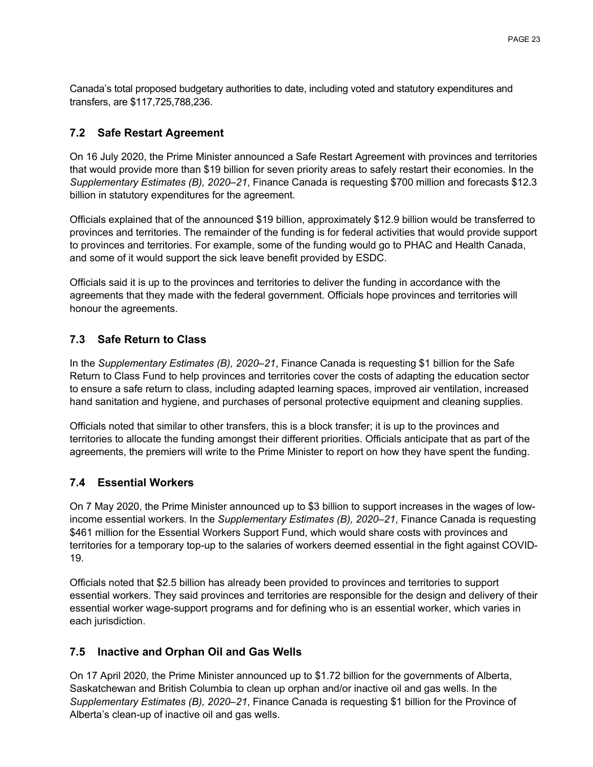Canada's total proposed budgetary authorities to date, including voted and statutory expenditures and transfers, are $117,725,788,236.

### 7.2 Safe Restart Agreement

On 16 July 2020, the Prime Minister announced a Safe Restart Agreement with provinces and territories that would provide more than $19 billion for seven priority areas to safely restart their economies. In the *Supplementary Estimates (B), 2020–21*, Finance Canada is requesting $700 million and forecasts $12.3 billion in statutory expenditures for the agreement.

Officials explained that of the announced $19 billion, approximately $12.9 billion would be transferred to provinces and territories. The remainder of the funding is for federal activities that would provide support to provinces and territories. For example, some of the funding would go to PHAC and Health Canada, and some of it would support the sick leave benefit provided by ESDC.

Officials said it is up to the provinces and territories to deliver the funding in accordance with the agreements that they made with the federal government. Officials hope provinces and territories will honour the agreements.

### 7.3 Safe Return to Class

In the *Supplementary Estimates (B), 2020–21*, Finance Canada is requesting $1 billion for the Safe Return to Class Fund to help provinces and territories cover the costs of adapting the education sector to ensure a safe return to class, including adapted learning spaces, improved air ventilation, increased hand sanitation and hygiene, and purchases of personal protective equipment and cleaning supplies.

Officials noted that similar to other transfers, this is a block transfer; it is up to the provinces and territories to allocate the funding amongst their different priorities. Officials anticipate that as part of the agreements, the premiers will write to the Prime Minister to report on how they have spent the funding.

### 7.4 Essential Workers

On 7 May 2020, the Prime Minister announced up to $3 billion to support increases in the wages of low-income essential workers. In the *Supplementary Estimates (B), 2020–21*, Finance Canada is requesting $461 million for the Essential Workers Support Fund, which would share costs with provinces and territories for a temporary top-up to the salaries of workers deemed essential in the fight against COVID-19.

Officials noted that $2.5 billion has already been provided to provinces and territories to support essential workers. They said provinces and territories are responsible for the design and delivery of their essential worker wage-support programs and for defining who is an essential worker, which varies in each jurisdiction.

### 7.5 Inactive and Orphan Oil and Gas Wells

On 17 April 2020, the Prime Minister announced up to $1.72 billion for the governments of Alberta, Saskatchewan and British Columbia to clean up orphan and/or inactive oil and gas wells. In the *Supplementary Estimates (B), 2020–21*, Finance Canada is requesting $1 billion for the Province of Alberta's clean-up of inactive oil and gas wells.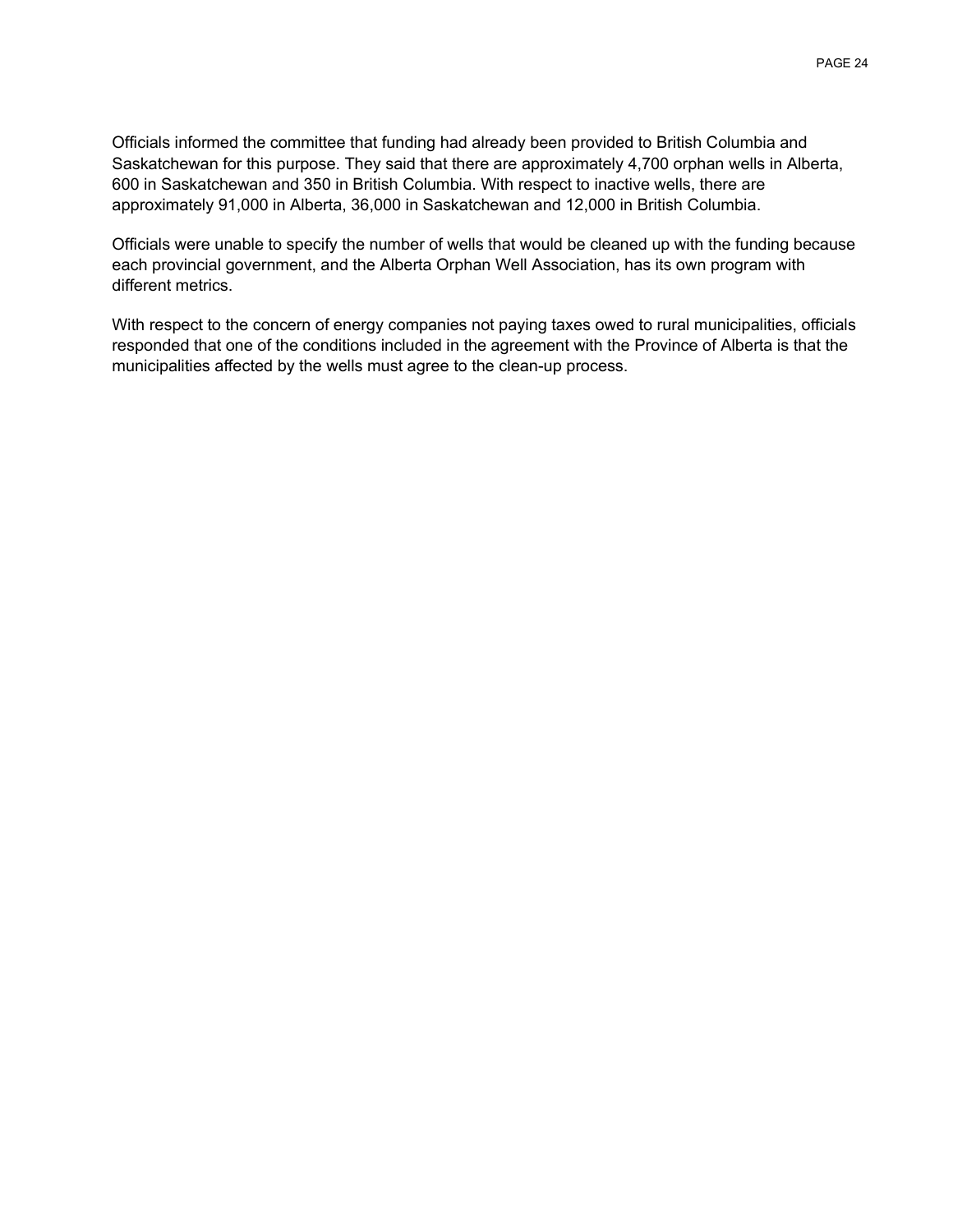Officials informed the committee that funding had already been provided to British Columbia and Saskatchewan for this purpose. They said that there are approximately 4,700 orphan wells in Alberta, 600 in Saskatchewan and 350 in British Columbia. With respect to inactive wells, there are approximately 91,000 in Alberta, 36,000 in Saskatchewan and 12,000 in British Columbia.

Officials were unable to specify the number of wells that would be cleaned up with the funding because each provincial government, and the Alberta Orphan Well Association, has its own program with different metrics.

With respect to the concern of energy companies not paying taxes owed to rural municipalities, officials responded that one of the conditions included in the agreement with the Province of Alberta is that the municipalities affected by the wells must agree to the clean-up process.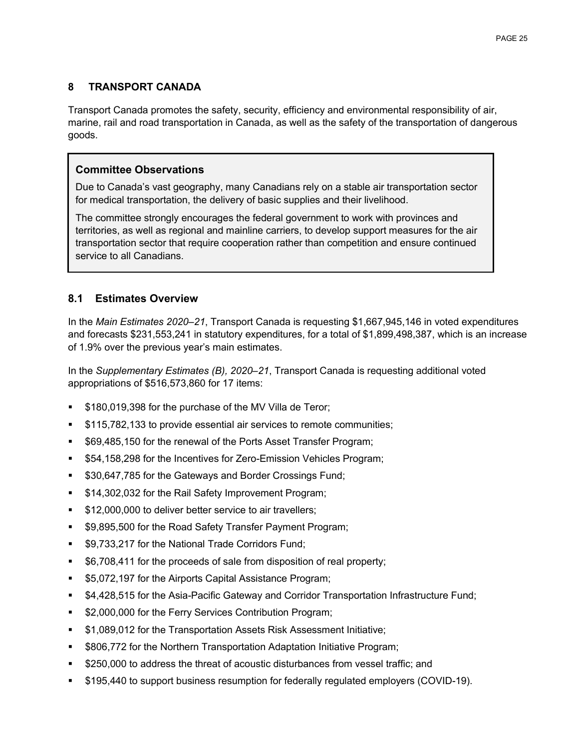## 8 TRANSPORT CANADA

Transport Canada promotes the safety, security, efficiency and environmental responsibility of air, marine, rail and road transportation in Canada, as well as the safety of the transportation of dangerous goods.

> **Committee Observations**
>
> Due to Canada's vast geography, many Canadians rely on a stable air transportation sector for medical transportation, the delivery of basic supplies and their livelihood.
>
> The committee strongly encourages the federal government to work with provinces and territories, as well as regional and mainline carriers, to develop support measures for the air transportation sector that require cooperation rather than competition and ensure continued service to all Canadians.

### 8.1 Estimates Overview

In the *Main Estimates 2020–21*, Transport Canada is requesting $1,667,945,146 in voted expenditures and forecasts $231,553,241 in statutory expenditures, for a total of $1,899,498,387, which is an increase of 1.9% over the previous year's main estimates.

In the *Supplementary Estimates (B), 2020–21*, Transport Canada is requesting additional voted appropriations of $516,573,860 for 17 items:

- $180,019,398 for the purchase of the MV Villa de Teror;
- $115,782,133 to provide essential air services to remote communities;
- $69,485,150 for the renewal of the Ports Asset Transfer Program;
- $54,158,298 for the Incentives for Zero-Emission Vehicles Program;
- $30,647,785 for the Gateways and Border Crossings Fund;
- $14,302,032 for the Rail Safety Improvement Program;
- $12,000,000 to deliver better service to air travellers;
- $9,895,500 for the Road Safety Transfer Payment Program;
- $9,733,217 for the National Trade Corridors Fund;
- $6,708,411 for the proceeds of sale from disposition of real property;
- $5,072,197 for the Airports Capital Assistance Program;
- $4,428,515 for the Asia-Pacific Gateway and Corridor Transportation Infrastructure Fund;
- $2,000,000 for the Ferry Services Contribution Program;
- $1,089,012 for the Transportation Assets Risk Assessment Initiative;
- $806,772 for the Northern Transportation Adaptation Initiative Program;
- $250,000 to address the threat of acoustic disturbances from vessel traffic; and
- $195,440 to support business resumption for federally regulated employers (COVID-19).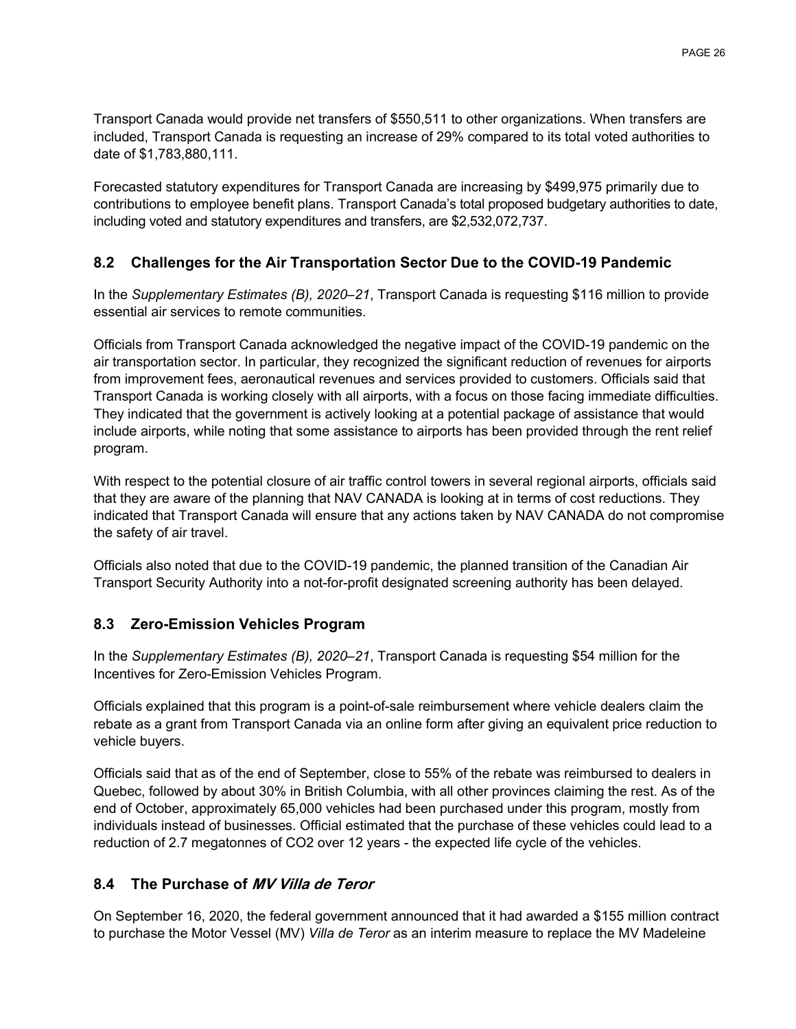Transport Canada would provide net transfers of $550,511 to other organizations. When transfers are included, Transport Canada is requesting an increase of 29% compared to its total voted authorities to date of $1,783,880,111.

Forecasted statutory expenditures for Transport Canada are increasing by $499,975 primarily due to contributions to employee benefit plans. Transport Canada's total proposed budgetary authorities to date, including voted and statutory expenditures and transfers, are $2,532,072,737.

## 8.2 Challenges for the Air Transportation Sector Due to the COVID-19 Pandemic

In the *Supplementary Estimates (B), 2020–21*, Transport Canada is requesting $116 million to provide essential air services to remote communities.

Officials from Transport Canada acknowledged the negative impact of the COVID-19 pandemic on the air transportation sector. In particular, they recognized the significant reduction of revenues for airports from improvement fees, aeronautical revenues and services provided to customers. Officials said that Transport Canada is working closely with all airports, with a focus on those facing immediate difficulties. They indicated that the government is actively looking at a potential package of assistance that would include airports, while noting that some assistance to airports has been provided through the rent relief program.

With respect to the potential closure of air traffic control towers in several regional airports, officials said that they are aware of the planning that NAV CANADA is looking at in terms of cost reductions. They indicated that Transport Canada will ensure that any actions taken by NAV CANADA do not compromise the safety of air travel.

Officials also noted that due to the COVID-19 pandemic, the planned transition of the Canadian Air Transport Security Authority into a not-for-profit designated screening authority has been delayed.

## 8.3 Zero-Emission Vehicles Program

In the *Supplementary Estimates (B), 2020–21*, Transport Canada is requesting $54 million for the Incentives for Zero-Emission Vehicles Program.

Officials explained that this program is a point-of-sale reimbursement where vehicle dealers claim the rebate as a grant from Transport Canada via an online form after giving an equivalent price reduction to vehicle buyers.

Officials said that as of the end of September, close to 55% of the rebate was reimbursed to dealers in Quebec, followed by about 30% in British Columbia, with all other provinces claiming the rest. As of the end of October, approximately 65,000 vehicles had been purchased under this program, mostly from individuals instead of businesses. Official estimated that the purchase of these vehicles could lead to a reduction of 2.7 megatonnes of $CO_2$ over 12 years - the expected life cycle of the vehicles.

## 8.4 The Purchase of *MV Villa de Teror*

On September 16, 2020, the federal government announced that it had awarded a $155 million contract to purchase the Motor Vessel (MV) *Villa de Teror* as an interim measure to replace the MV Madeleine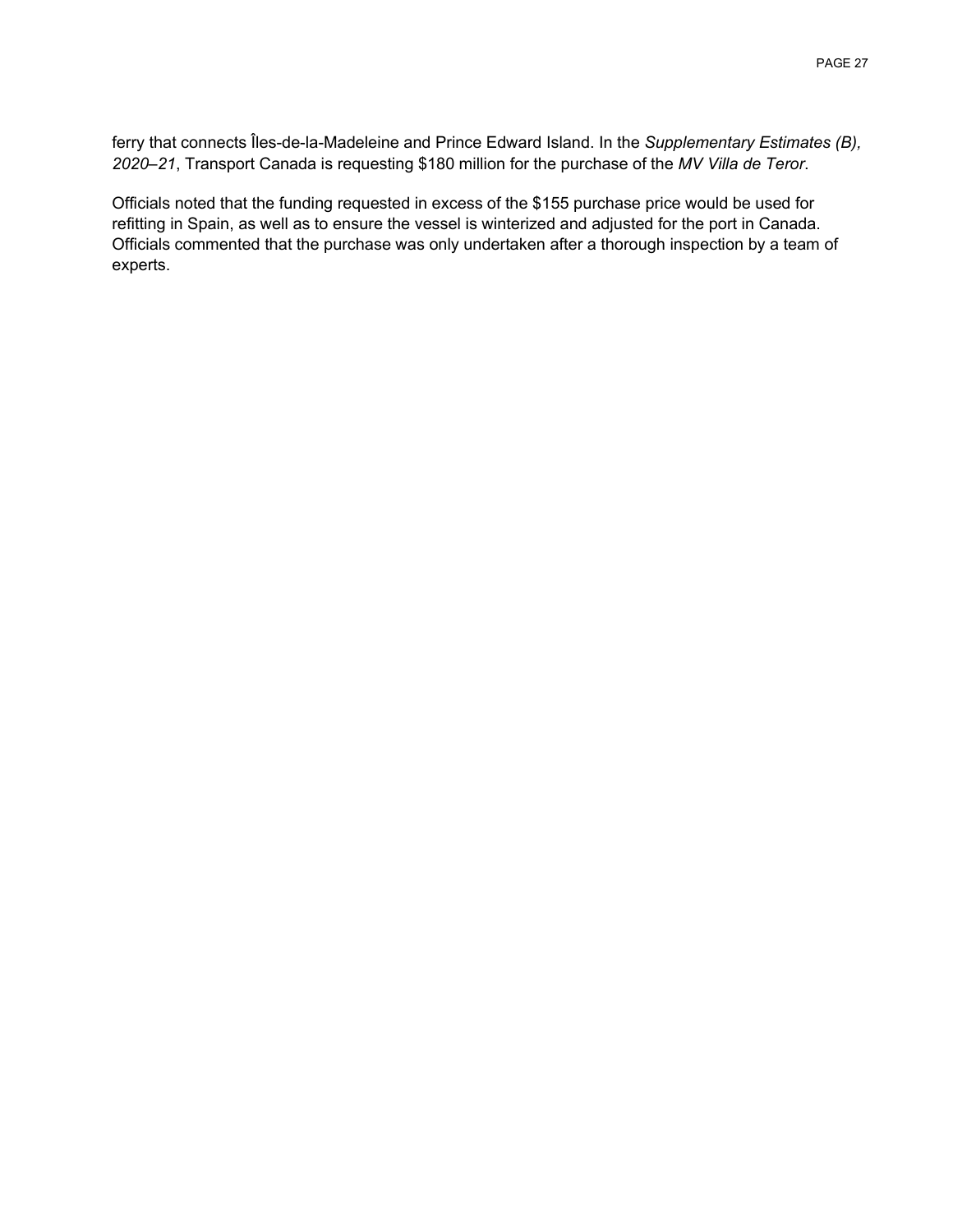ferry that connects Îles-de-la-Madeleine and Prince Edward Island. In the *Supplementary Estimates (B), 2020–21*, Transport Canada is requesting $180 million for the purchase of the *MV Villa de Teror*.

Officials noted that the funding requested in excess of the $155 purchase price would be used for refitting in Spain, as well as to ensure the vessel is winterized and adjusted for the port in Canada. Officials commented that the purchase was only undertaken after a thorough inspection by a team of experts.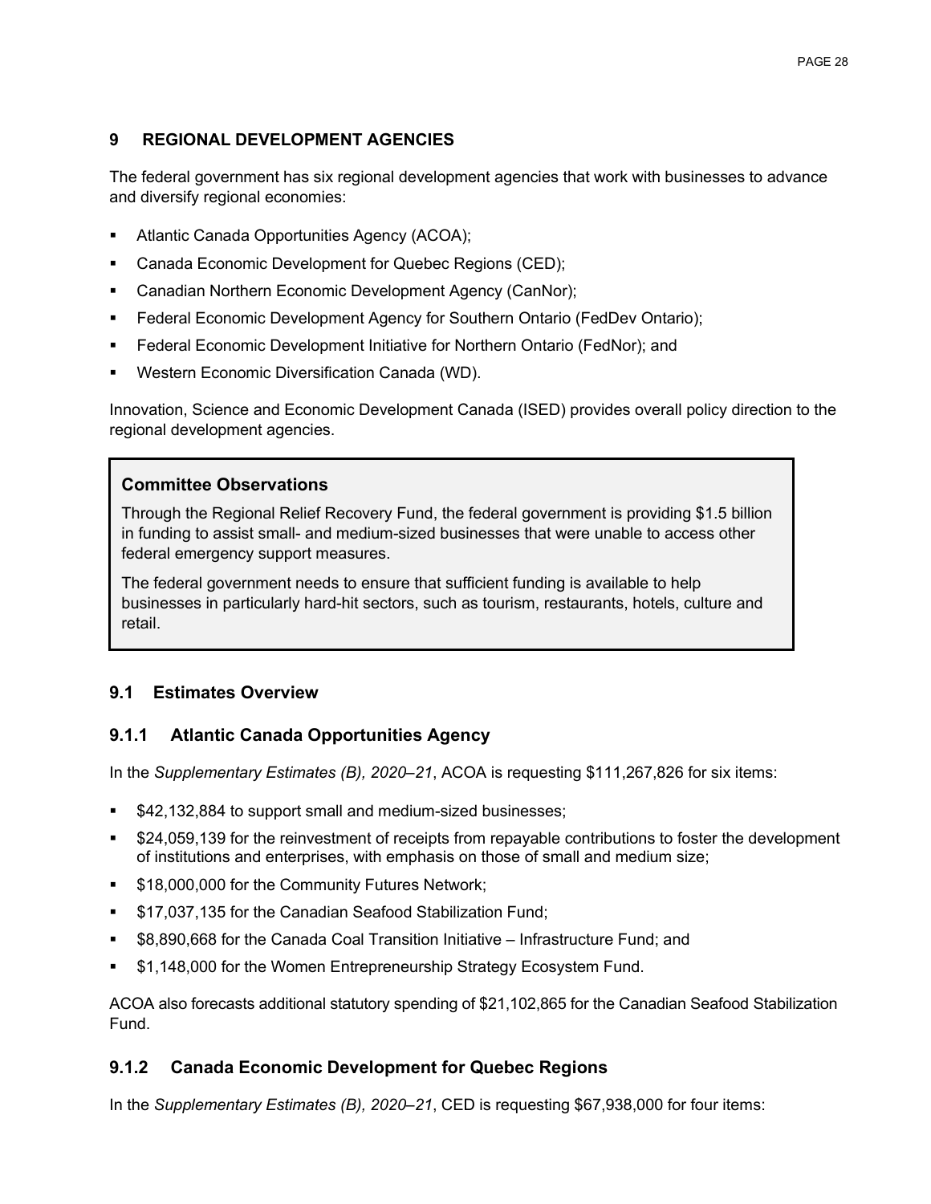## 9 REGIONAL DEVELOPMENT AGENCIES

The federal government has six regional development agencies that work with businesses to advance and diversify regional economies:

- Atlantic Canada Opportunities Agency (ACOA);
- Canada Economic Development for Quebec Regions (CED);
- Canadian Northern Economic Development Agency (CanNor);
- Federal Economic Development Agency for Southern Ontario (FedDev Ontario);
- Federal Economic Development Initiative for Northern Ontario (FedNor); and
- Western Economic Diversification Canada (WD).

Innovation, Science and Economic Development Canada (ISED) provides overall policy direction to the regional development agencies.

> **Committee Observations**
>
> Through the Regional Relief Recovery Fund, the federal government is providing $1.5 billion in funding to assist small- and medium-sized businesses that were unable to access other federal emergency support measures.
>
> The federal government needs to ensure that sufficient funding is available to help businesses in particularly hard-hit sectors, such as tourism, restaurants, hotels, culture and retail.

### 9.1 Estimates Overview

#### 9.1.1 Atlantic Canada Opportunities Agency

In the *Supplementary Estimates (B), 2020–21*, ACOA is requesting $111,267,826 for six items:

- $42,132,884 to support small and medium-sized businesses;
- $24,059,139 for the reinvestment of receipts from repayable contributions to foster the development of institutions and enterprises, with emphasis on those of small and medium size;
- $18,000,000 for the Community Futures Network;
- $17,037,135 for the Canadian Seafood Stabilization Fund;
- $8,890,668 for the Canada Coal Transition Initiative – Infrastructure Fund; and
- $1,148,000 for the Women Entrepreneurship Strategy Ecosystem Fund.

ACOA also forecasts additional statutory spending of $21,102,865 for the Canadian Seafood Stabilization Fund.

#### 9.1.2 Canada Economic Development for Quebec Regions

In the *Supplementary Estimates (B), 2020–21*, CED is requesting $67,938,000 for four items: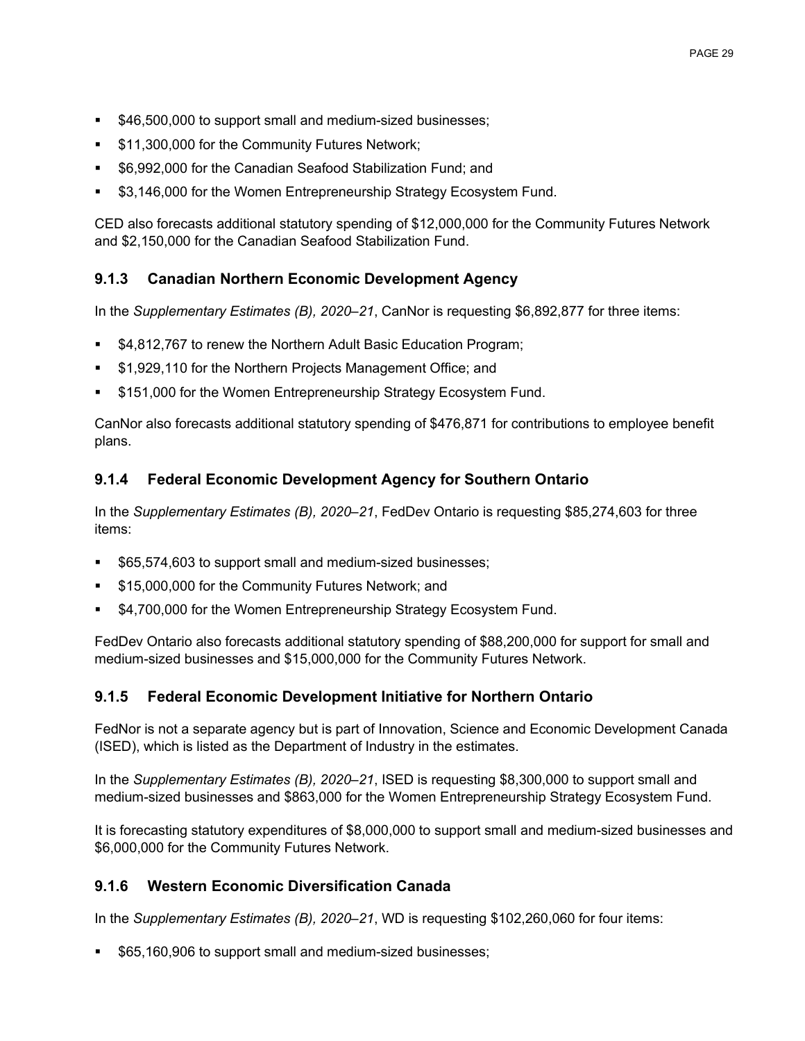- $46,500,000 to support small and medium-sized businesses;
- $11,300,000 for the Community Futures Network;
- $6,992,000 for the Canadian Seafood Stabilization Fund; and
- $3,146,000 for the Women Entrepreneurship Strategy Ecosystem Fund.

CED also forecasts additional statutory spending of $12,000,000 for the Community Futures Network and $2,150,000 for the Canadian Seafood Stabilization Fund.

### 9.1.3 Canadian Northern Economic Development Agency

In the *Supplementary Estimates (B), 2020–21*, CanNor is requesting $6,892,877 for three items:

- $4,812,767 to renew the Northern Adult Basic Education Program;
- $1,929,110 for the Northern Projects Management Office; and
- $151,000 for the Women Entrepreneurship Strategy Ecosystem Fund.

CanNor also forecasts additional statutory spending of $476,871 for contributions to employee benefit plans.

### 9.1.4 Federal Economic Development Agency for Southern Ontario

In the *Supplementary Estimates (B), 2020–21*, FedDev Ontario is requesting $85,274,603 for three items:

- $65,574,603 to support small and medium-sized businesses;
- $15,000,000 for the Community Futures Network; and
- $4,700,000 for the Women Entrepreneurship Strategy Ecosystem Fund.

FedDev Ontario also forecasts additional statutory spending of $88,200,000 for support for small and medium-sized businesses and $15,000,000 for the Community Futures Network.

### 9.1.5 Federal Economic Development Initiative for Northern Ontario

FedNor is not a separate agency but is part of Innovation, Science and Economic Development Canada (ISED), which is listed as the Department of Industry in the estimates.

In the *Supplementary Estimates (B), 2020–21*, ISED is requesting $8,300,000 to support small and medium-sized businesses and $863,000 for the Women Entrepreneurship Strategy Ecosystem Fund.

It is forecasting statutory expenditures of $8,000,000 to support small and medium-sized businesses and $6,000,000 for the Community Futures Network.

### 9.1.6 Western Economic Diversification Canada

In the *Supplementary Estimates (B), 2020–21*, WD is requesting $102,260,060 for four items:

- $65,160,906 to support small and medium-sized businesses;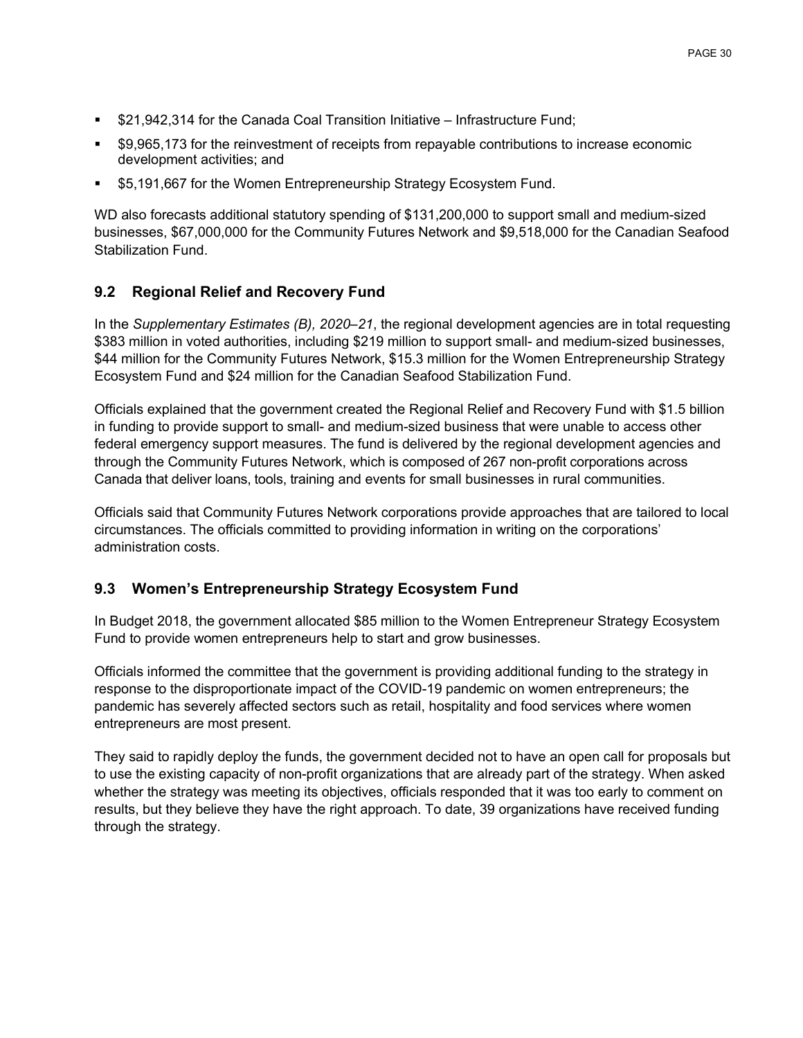- $21,942,314 for the Canada Coal Transition Initiative – Infrastructure Fund;
- $9,965,173 for the reinvestment of receipts from repayable contributions to increase economic development activities; and
- $5,191,667 for the Women Entrepreneurship Strategy Ecosystem Fund.

WD also forecasts additional statutory spending of $131,200,000 to support small and medium-sized businesses, $67,000,000 for the Community Futures Network and $9,518,000 for the Canadian Seafood Stabilization Fund.

## 9.2 Regional Relief and Recovery Fund

In the *Supplementary Estimates (B), 2020–21*, the regional development agencies are in total requesting $383 million in voted authorities, including $219 million to support small- and medium-sized businesses, $44 million for the Community Futures Network, $15.3 million for the Women Entrepreneurship Strategy Ecosystem Fund and $24 million for the Canadian Seafood Stabilization Fund.

Officials explained that the government created the Regional Relief and Recovery Fund with $1.5 billion in funding to provide support to small- and medium-sized business that were unable to access other federal emergency support measures. The fund is delivered by the regional development agencies and through the Community Futures Network, which is composed of 267 non-profit corporations across Canada that deliver loans, tools, training and events for small businesses in rural communities.

Officials said that Community Futures Network corporations provide approaches that are tailored to local circumstances. The officials committed to providing information in writing on the corporations' administration costs.

## 9.3 Women's Entrepreneurship Strategy Ecosystem Fund

In Budget 2018, the government allocated $85 million to the Women Entrepreneur Strategy Ecosystem Fund to provide women entrepreneurs help to start and grow businesses.

Officials informed the committee that the government is providing additional funding to the strategy in response to the disproportionate impact of the COVID-19 pandemic on women entrepreneurs; the pandemic has severely affected sectors such as retail, hospitality and food services where women entrepreneurs are most present.

They said to rapidly deploy the funds, the government decided not to have an open call for proposals but to use the existing capacity of non-profit organizations that are already part of the strategy. When asked whether the strategy was meeting its objectives, officials responded that it was too early to comment on results, but they believe they have the right approach. To date, 39 organizations have received funding through the strategy.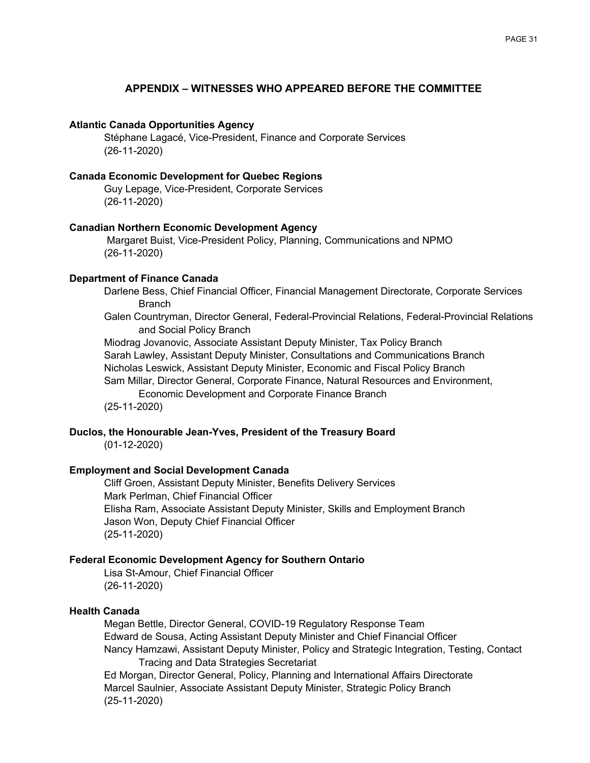## APPENDIX – WITNESSES WHO APPEARED BEFORE THE COMMITTEE

**Atlantic Canada Opportunities Agency**

Stéphane Lagacé, Vice-President, Finance and Corporate Services
(26-11-2020)

**Canada Economic Development for Quebec Regions**

Guy Lepage, Vice-President, Corporate Services
(26-11-2020)

**Canadian Northern Economic Development Agency**

Margaret Buist, Vice-President Policy, Planning, Communications and NPMO
(26-11-2020)

**Department of Finance Canada**

Darlene Bess, Chief Financial Officer, Financial Management Directorate, Corporate Services Branch
Galen Countryman, Director General, Federal-Provincial Relations, Federal-Provincial Relations and Social Policy Branch
Miodrag Jovanovic, Associate Assistant Deputy Minister, Tax Policy Branch
Sarah Lawley, Assistant Deputy Minister, Consultations and Communications Branch
Nicholas Leswick, Assistant Deputy Minister, Economic and Fiscal Policy Branch
Sam Millar, Director General, Corporate Finance, Natural Resources and Environment, Economic Development and Corporate Finance Branch
(25-11-2020)

**Duclos, the Honourable Jean-Yves, President of the Treasury Board**

(01-12-2020)

**Employment and Social Development Canada**

Cliff Groen, Assistant Deputy Minister, Benefits Delivery Services
Mark Perlman, Chief Financial Officer
Elisha Ram, Associate Assistant Deputy Minister, Skills and Employment Branch
Jason Won, Deputy Chief Financial Officer
(25-11-2020)

**Federal Economic Development Agency for Southern Ontario**

Lisa St-Amour, Chief Financial Officer
(26-11-2020)

**Health Canada**

Megan Bettle, Director General, COVID-19 Regulatory Response Team
Edward de Sousa, Acting Assistant Deputy Minister and Chief Financial Officer
Nancy Hamzawi, Assistant Deputy Minister, Policy and Strategic Integration, Testing, Contact Tracing and Data Strategies Secretariat
Ed Morgan, Director General, Policy, Planning and International Affairs Directorate
Marcel Saulnier, Associate Assistant Deputy Minister, Strategic Policy Branch
(25-11-2020)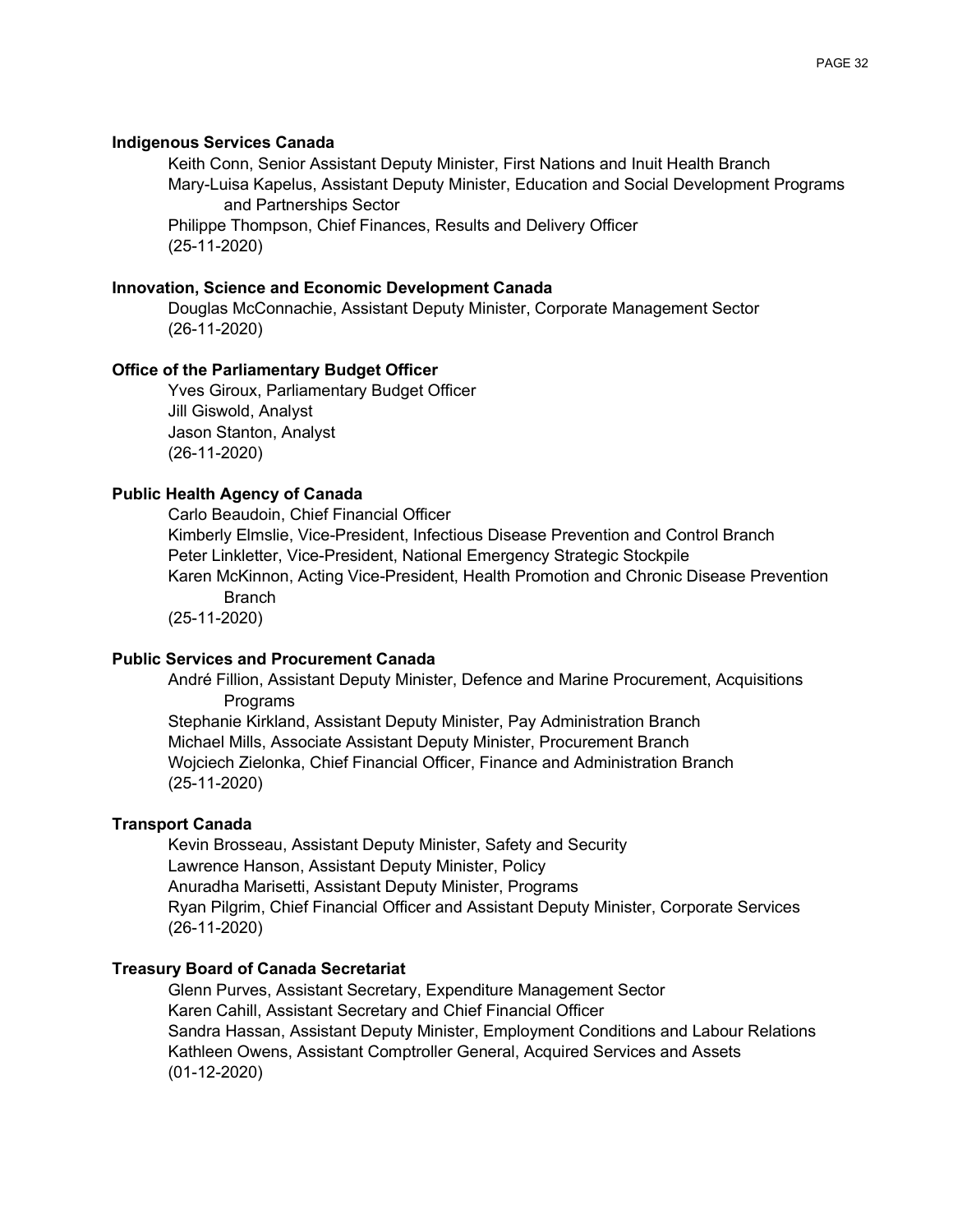**Indigenous Services Canada**

Keith Conn, Senior Assistant Deputy Minister, First Nations and Inuit Health Branch
Mary-Luisa Kapelus, Assistant Deputy Minister, Education and Social Development Programs and Partnerships Sector
Philippe Thompson, Chief Finances, Results and Delivery Officer
(25-11-2020)

**Innovation, Science and Economic Development Canada**

Douglas McConnachie, Assistant Deputy Minister, Corporate Management Sector
(26-11-2020)

**Office of the Parliamentary Budget Officer**

Yves Giroux, Parliamentary Budget Officer
Jill Giswold, Analyst
Jason Stanton, Analyst
(26-11-2020)

**Public Health Agency of Canada**

Carlo Beaudoin, Chief Financial Officer
Kimberly Elmslie, Vice-President, Infectious Disease Prevention and Control Branch
Peter Linkletter, Vice-President, National Emergency Strategic Stockpile
Karen McKinnon, Acting Vice-President, Health Promotion and Chronic Disease Prevention Branch
(25-11-2020)

**Public Services and Procurement Canada**

André Fillion, Assistant Deputy Minister, Defence and Marine Procurement, Acquisitions Programs
Stephanie Kirkland, Assistant Deputy Minister, Pay Administration Branch
Michael Mills, Associate Assistant Deputy Minister, Procurement Branch
Wojciech Zielonka, Chief Financial Officer, Finance and Administration Branch
(25-11-2020)

**Transport Canada**

Kevin Brosseau, Assistant Deputy Minister, Safety and Security
Lawrence Hanson, Assistant Deputy Minister, Policy
Anuradha Marisetti, Assistant Deputy Minister, Programs
Ryan Pilgrim, Chief Financial Officer and Assistant Deputy Minister, Corporate Services
(26-11-2020)

**Treasury Board of Canada Secretariat**

Glenn Purves, Assistant Secretary, Expenditure Management Sector
Karen Cahill, Assistant Secretary and Chief Financial Officer
Sandra Hassan, Assistant Deputy Minister, Employment Conditions and Labour Relations
Kathleen Owens, Assistant Comptroller General, Acquired Services and Assets
(01-12-2020)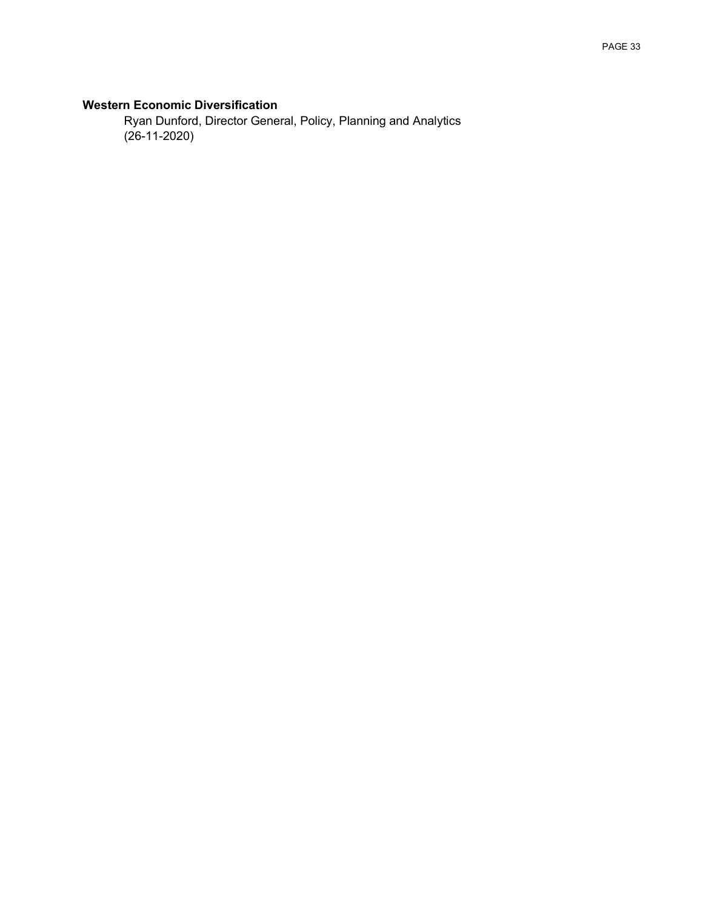**Western Economic Diversification**

Ryan Dunford, Director General, Policy, Planning and Analytics
(26-11-2020)